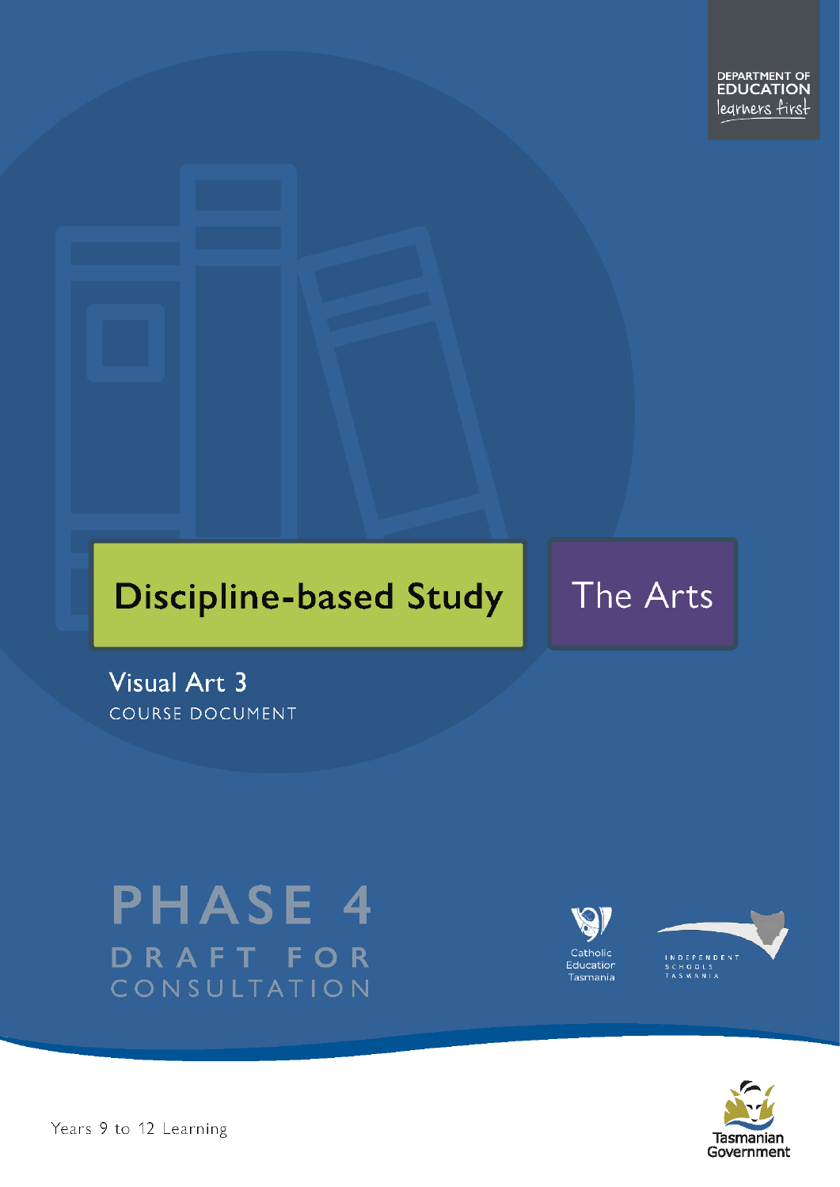DEPARTMENT OF EDUCATION
learners first

# Discipline-based Study

# The Arts

## Visual Art 3

COURSE DOCUMENT

PHASE 4

DRAFT FOR CONSULTATION

Catholic Education Tasmania

INDEPENDENT SCHOOLS TASMANIA

Tasmanian Government

Years 9 to 12 Learning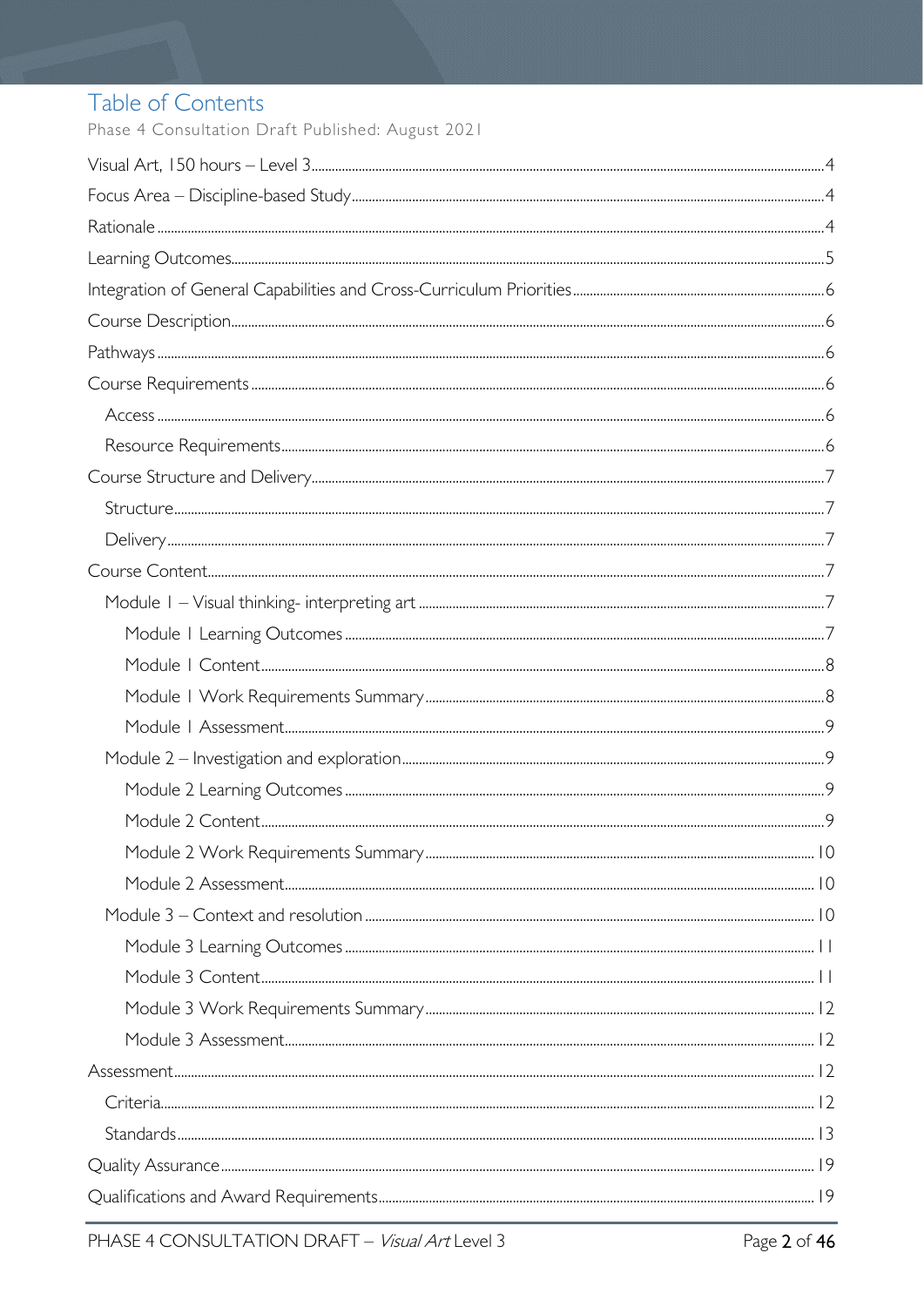# Table of Contents

Phase 4 Consultation Draft Published: August 2021

- Visual Art, 150 hours – Level 3 ... 4
- Focus Area – Discipline-based Study ... 4
- Rationale ... 4
- Learning Outcomes ... 5
- Integration of General Capabilities and Cross-Curriculum Priorities ... 6
- Course Description ... 6
- Pathways ... 6
- Course Requirements ... 6
  - Access ... 6
  - Resource Requirements ... 6
- Course Structure and Delivery ... 7
  - Structure ... 7
  - Delivery ... 7
- Course Content ... 7
  - Module 1 – Visual thinking- interpreting art ... 7
    - Module 1 Learning Outcomes ... 7
    - Module 1 Content ... 8
    - Module 1 Work Requirements Summary ... 8
    - Module 1 Assessment ... 9
  - Module 2 – Investigation and exploration ... 9
    - Module 2 Learning Outcomes ... 9
    - Module 2 Content ... 9
    - Module 2 Work Requirements Summary ... 10
    - Module 2 Assessment ... 10
  - Module 3 – Context and resolution ... 10
    - Module 3 Learning Outcomes ... 11
    - Module 3 Content ... 11
    - Module 3 Work Requirements Summary ... 12
    - Module 3 Assessment ... 12
- Assessment ... 12
  - Criteria ... 12
  - Standards ... 13
- Quality Assurance ... 19
- Qualifications and Award Requirements ... 19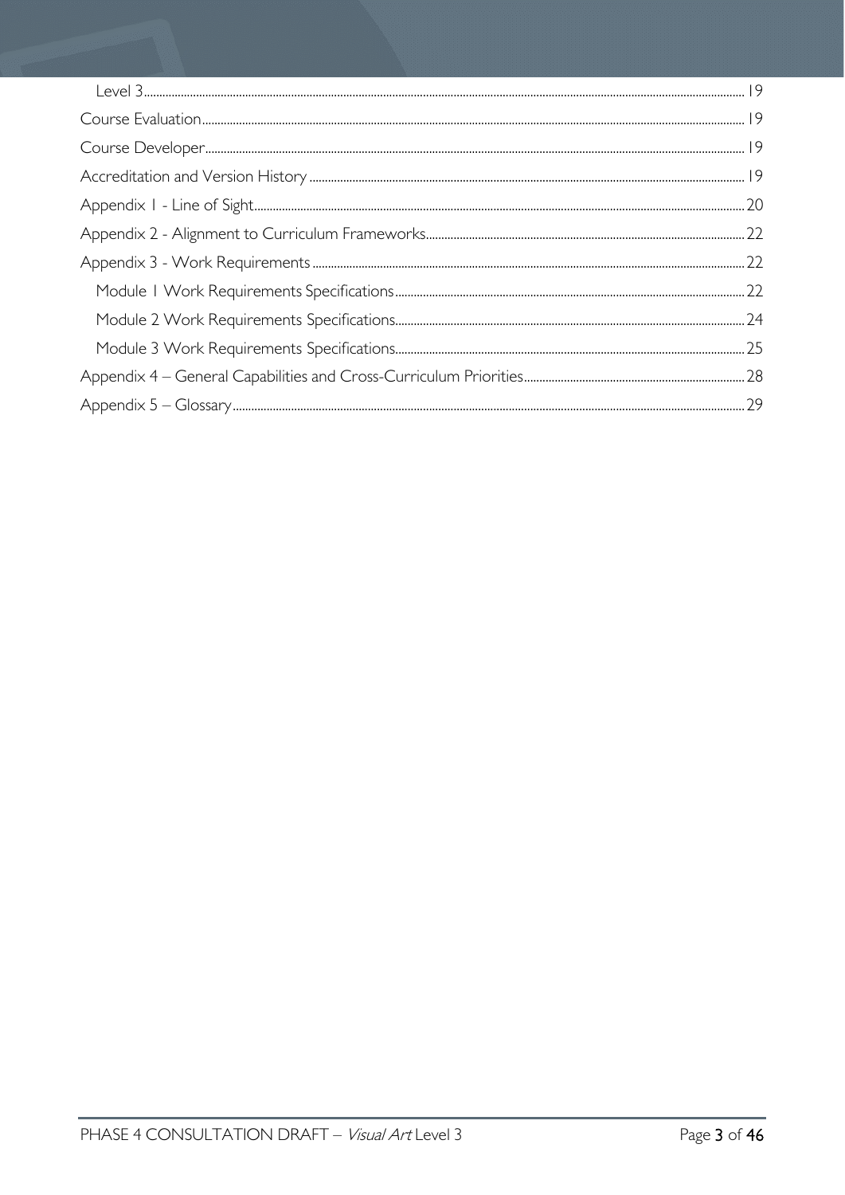Level 3 ........ 19

Course Evaluation ........ 19

Course Developer ........ 19

Accreditation and Version History ........ 19

Appendix 1 - Line of Sight ........ 20

Appendix 2 - Alignment to Curriculum Frameworks ........ 22

Appendix 3 - Work Requirements ........ 22

Module 1 Work Requirements Specifications ........ 22

Module 2 Work Requirements Specifications ........ 24

Module 3 Work Requirements Specifications ........ 25

Appendix 4 – General Capabilities and Cross-Curriculum Priorities ........ 28

Appendix 5 – Glossary ........ 29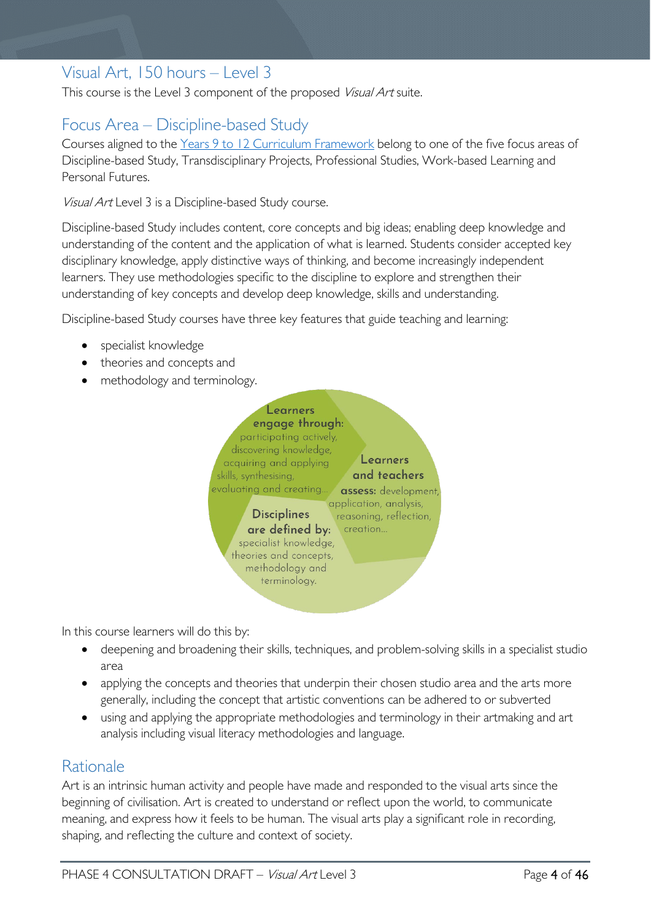## Visual Art, 150 hours – Level 3

This course is the Level 3 component of the proposed *Visual Art* suite.

## Focus Area – Discipline-based Study

Courses aligned to the Years 9 to 12 Curriculum Framework belong to one of the five focus areas of Discipline-based Study, Transdisciplinary Projects, Professional Studies, Work-based Learning and Personal Futures.

*Visual Art* Level 3 is a Discipline-based Study course.

Discipline-based Study includes content, core concepts and big ideas; enabling deep knowledge and understanding of the content and the application of what is learned. Students consider accepted key disciplinary knowledge, apply distinctive ways of thinking, and become increasingly independent learners. They use methodologies specific to the discipline to explore and strengthen their understanding of key concepts and develop deep knowledge, skills and understanding.

Discipline-based Study courses have three key features that guide teaching and learning:

- specialist knowledge
- theories and concepts and
- methodology and terminology.

**Learners engage through:** participating actively, discovering knowledge, acquiring and applying skills, synthesising, evaluating and creating…

**Learners and teachers assess:** development, application, analysis, reasoning, reflection, creation…

**Disciplines are defined by:** specialist knowledge, theories and concepts, methodology and terminology.

In this course learners will do this by:

- deepening and broadening their skills, techniques, and problem-solving skills in a specialist studio area
- applying the concepts and theories that underpin their chosen studio area and the arts more generally, including the concept that artistic conventions can be adhered to or subverted
- using and applying the appropriate methodologies and terminology in their artmaking and art analysis including visual literacy methodologies and language.

## Rationale

Art is an intrinsic human activity and people have made and responded to the visual arts since the beginning of civilisation. Art is created to understand or reflect upon the world, to communicate meaning, and express how it feels to be human. The visual arts play a significant role in recording, shaping, and reflecting the culture and context of society.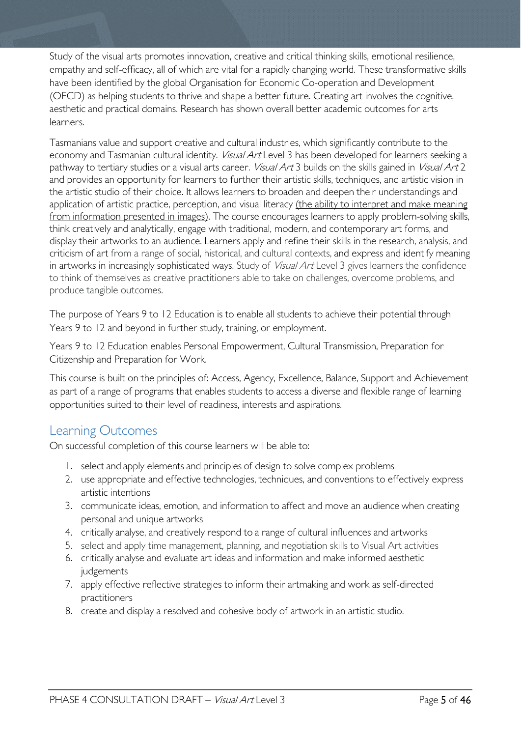Study of the visual arts promotes innovation, creative and critical thinking skills, emotional resilience, empathy and self-efficacy, all of which are vital for a rapidly changing world. These transformative skills have been identified by the global Organisation for Economic Co-operation and Development (OECD) as helping students to thrive and shape a better future. Creating art involves the cognitive, aesthetic and practical domains. Research has shown overall better academic outcomes for arts learners.

Tasmanians value and support creative and cultural industries, which significantly contribute to the economy and Tasmanian cultural identity. *Visual Art* Level 3 has been developed for learners seeking a pathway to tertiary studies or a visual arts career. *Visual Art* 3 builds on the skills gained in *Visual Art* 2 and provides an opportunity for learners to further their artistic skills, techniques, and artistic vision in the artistic studio of their choice. It allows learners to broaden and deepen their understandings and application of artistic practice, perception, and visual literacy (the ability to interpret and make meaning from information presented in images). The course encourages learners to apply problem-solving skills, think creatively and analytically, engage with traditional, modern, and contemporary art forms, and display their artworks to an audience. Learners apply and refine their skills in the research, analysis, and criticism of art from a range of social, historical, and cultural contexts, and express and identify meaning in artworks in increasingly sophisticated ways. Study of *Visual Art* Level 3 gives learners the confidence to think of themselves as creative practitioners able to take on challenges, overcome problems, and produce tangible outcomes.

The purpose of Years 9 to 12 Education is to enable all students to achieve their potential through Years 9 to 12 and beyond in further study, training, or employment.

Years 9 to 12 Education enables Personal Empowerment, Cultural Transmission, Preparation for Citizenship and Preparation for Work.

This course is built on the principles of: Access, Agency, Excellence, Balance, Support and Achievement as part of a range of programs that enables students to access a diverse and flexible range of learning opportunities suited to their level of readiness, interests and aspirations.

## Learning Outcomes

On successful completion of this course learners will be able to:

1. select and apply elements and principles of design to solve complex problems
2. use appropriate and effective technologies, techniques, and conventions to effectively express artistic intentions
3. communicate ideas, emotion, and information to affect and move an audience when creating personal and unique artworks
4. critically analyse, and creatively respond to a range of cultural influences and artworks
5. select and apply time management, planning, and negotiation skills to Visual Art activities
6. critically analyse and evaluate art ideas and information and make informed aesthetic judgements
7. apply effective reflective strategies to inform their artmaking and work as self-directed practitioners
8. create and display a resolved and cohesive body of artwork in an artistic studio.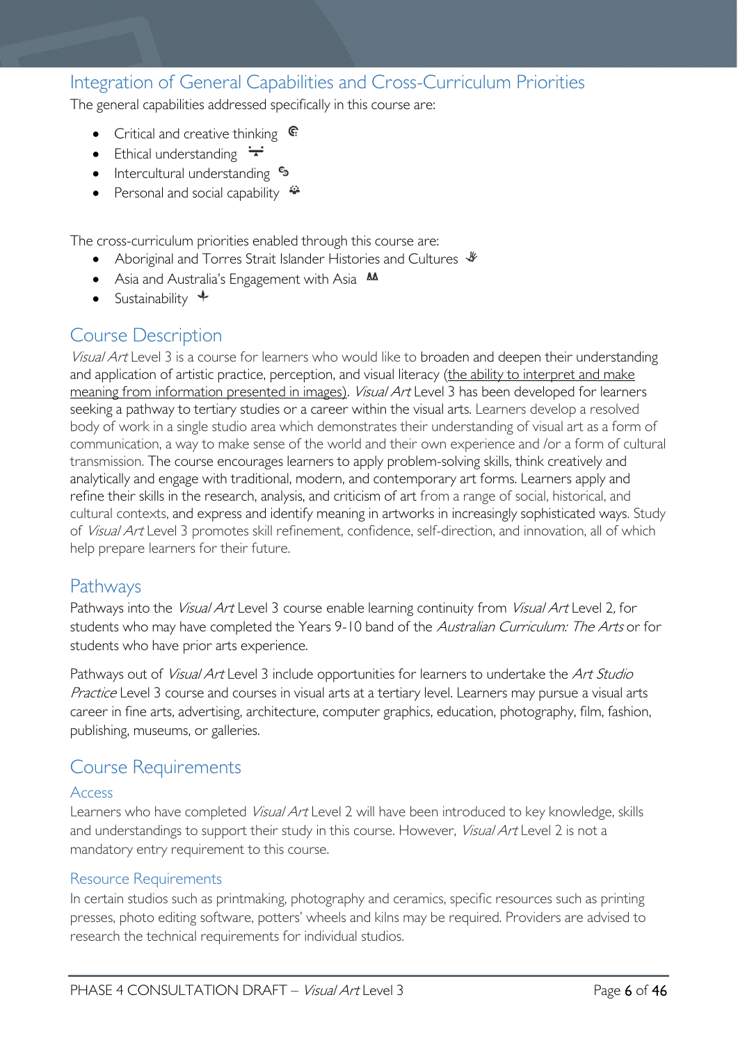## Integration of General Capabilities and Cross-Curriculum Priorities

The general capabilities addressed specifically in this course are:

- Critical and creative thinking
- Ethical understanding
- Intercultural understanding
- Personal and social capability

The cross-curriculum priorities enabled through this course are:

- Aboriginal and Torres Strait Islander Histories and Cultures
- Asia and Australia's Engagement with Asia
- Sustainability

## Course Description

*Visual Art* Level 3 is a course for learners who would like to broaden and deepen their understanding and application of artistic practice, perception, and visual literacy (the ability to interpret and make meaning from information presented in images). *Visual Art* Level 3 has been developed for learners seeking a pathway to tertiary studies or a career within the visual arts. Learners develop a resolved body of work in a single studio area which demonstrates their understanding of visual art as a form of communication, a way to make sense of the world and their own experience and /or a form of cultural transmission. The course encourages learners to apply problem-solving skills, think creatively and analytically and engage with traditional, modern, and contemporary art forms. Learners apply and refine their skills in the research, analysis, and criticism of art from a range of social, historical, and cultural contexts, and express and identify meaning in artworks in increasingly sophisticated ways. Study of *Visual Art* Level 3 promotes skill refinement, confidence, self-direction, and innovation, all of which help prepare learners for their future.

## Pathways

Pathways into the *Visual Art* Level 3 course enable learning continuity from *Visual Art* Level 2, for students who may have completed the Years 9-10 band of the *Australian Curriculum: The Arts* or for students who have prior arts experience.

Pathways out of *Visual Art* Level 3 include opportunities for learners to undertake the *Art Studio Practice* Level 3 course and courses in visual arts at a tertiary level. Learners may pursue a visual arts career in fine arts, advertising, architecture, computer graphics, education, photography, film, fashion, publishing, museums, or galleries.

## Course Requirements

### Access

Learners who have completed *Visual Art* Level 2 will have been introduced to key knowledge, skills and understandings to support their study in this course. However, *Visual Art* Level 2 is not a mandatory entry requirement to this course.

### Resource Requirements

In certain studios such as printmaking, photography and ceramics, specific resources such as printing presses, photo editing software, potters' wheels and kilns may be required. Providers are advised to research the technical requirements for individual studios.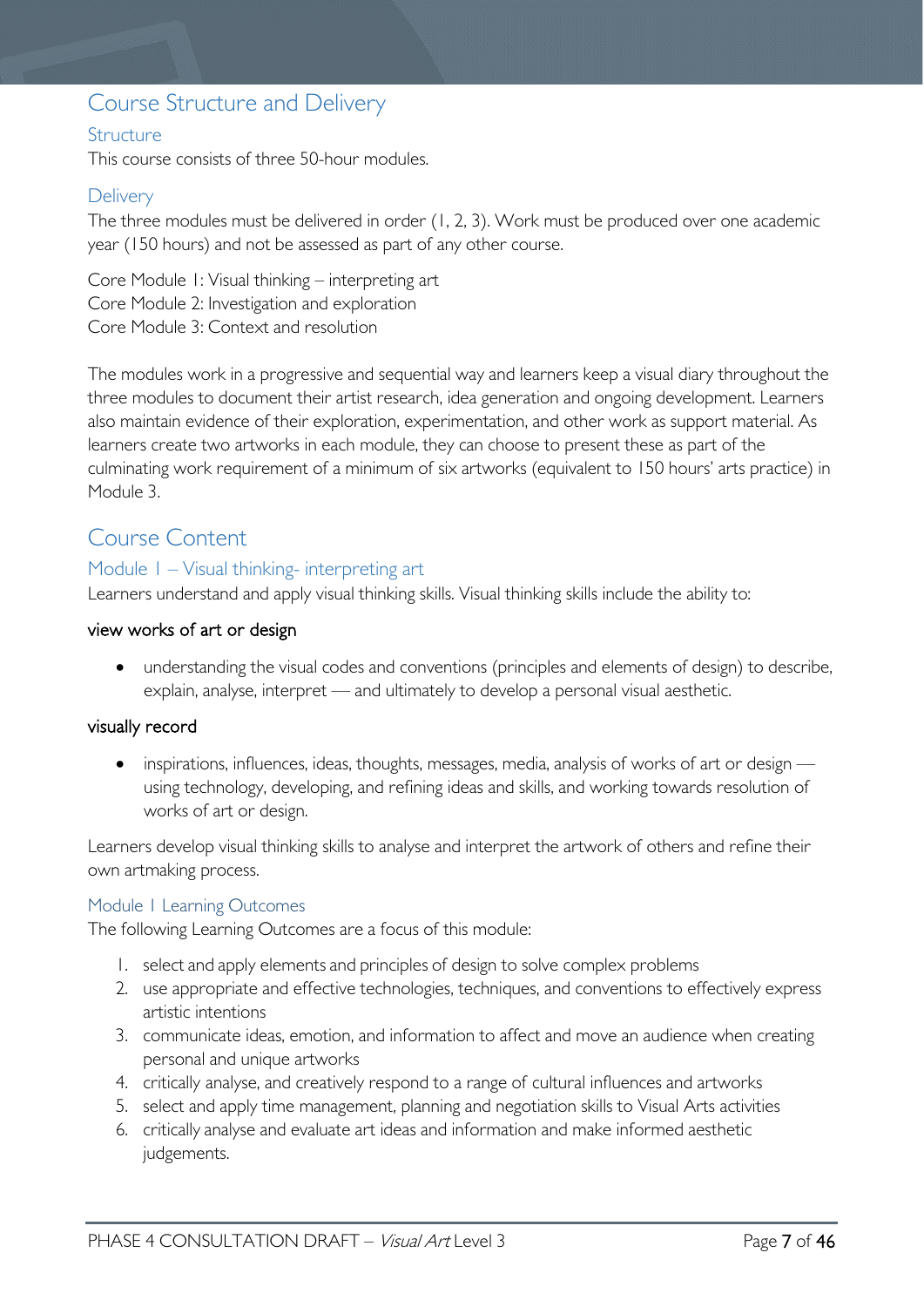## Course Structure and Delivery

### Structure

This course consists of three 50-hour modules.

### Delivery

The three modules must be delivered in order (1, 2, 3). Work must be produced over one academic year (150 hours) and not be assessed as part of any other course.

Core Module 1: Visual thinking – interpreting art
Core Module 2: Investigation and exploration
Core Module 3: Context and resolution

The modules work in a progressive and sequential way and learners keep a visual diary throughout the three modules to document their artist research, idea generation and ongoing development. Learners also maintain evidence of their exploration, experimentation, and other work as support material. As learners create two artworks in each module, they can choose to present these as part of the culminating work requirement of a minimum of six artworks (equivalent to 150 hours' arts practice) in Module 3.

## Course Content

### Module 1 – Visual thinking- interpreting art

Learners understand and apply visual thinking skills. Visual thinking skills include the ability to:

**view works of art or design**

- understanding the visual codes and conventions (principles and elements of design) to describe, explain, analyse, interpret — and ultimately to develop a personal visual aesthetic.

**visually record**

- inspirations, influences, ideas, thoughts, messages, media, analysis of works of art or design — using technology, developing, and refining ideas and skills, and working towards resolution of works of art or design.

Learners develop visual thinking skills to analyse and interpret the artwork of others and refine their own artmaking process.

#### Module 1 Learning Outcomes

The following Learning Outcomes are a focus of this module:

1. select and apply elements and principles of design to solve complex problems
2. use appropriate and effective technologies, techniques, and conventions to effectively express artistic intentions
3. communicate ideas, emotion, and information to affect and move an audience when creating personal and unique artworks
4. critically analyse, and creatively respond to a range of cultural influences and artworks
5. select and apply time management, planning and negotiation skills to Visual Arts activities
6. critically analyse and evaluate art ideas and information and make informed aesthetic judgements.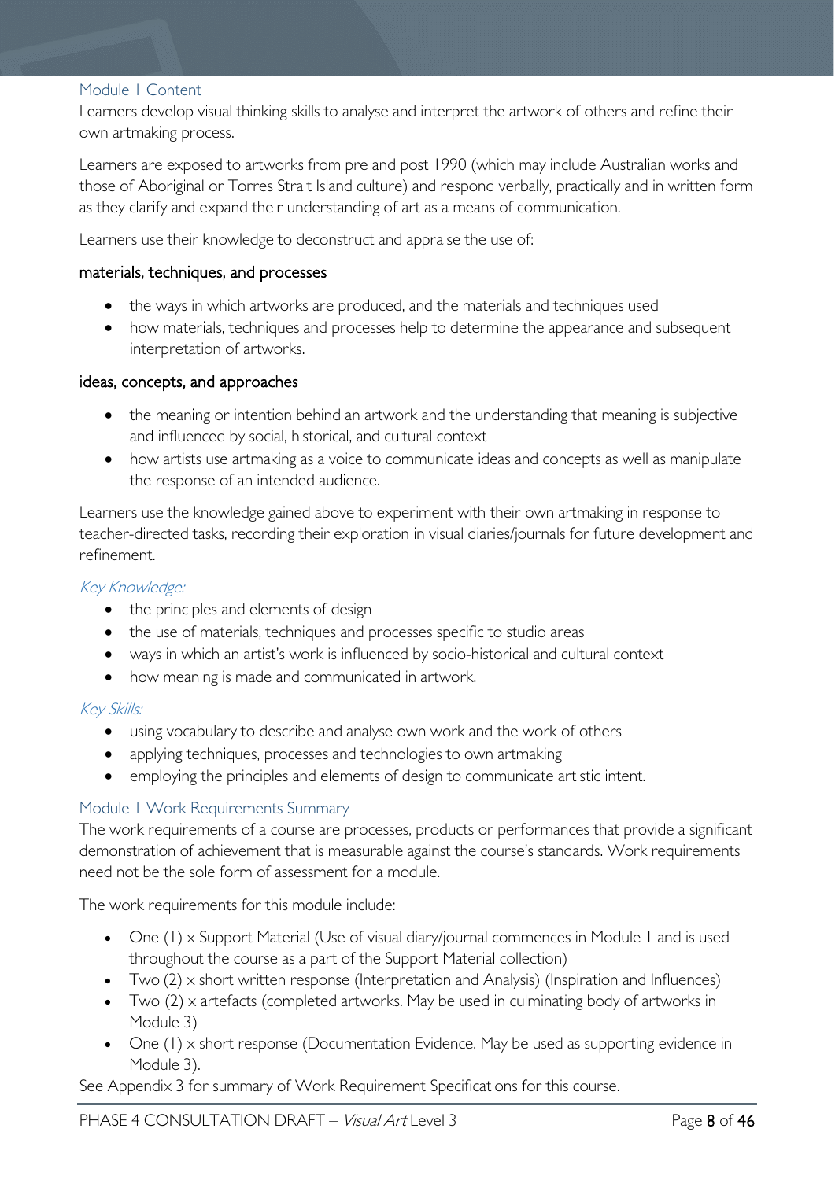## Module 1 Content

Learners develop visual thinking skills to analyse and interpret the artwork of others and refine their own artmaking process.

Learners are exposed to artworks from pre and post 1990 (which may include Australian works and those of Aboriginal or Torres Strait Island culture) and respond verbally, practically and in written form as they clarify and expand their understanding of art as a means of communication.

Learners use their knowledge to deconstruct and appraise the use of:

#### materials, techniques, and processes

- the ways in which artworks are produced, and the materials and techniques used
- how materials, techniques and processes help to determine the appearance and subsequent interpretation of artworks.

#### ideas, concepts, and approaches

- the meaning or intention behind an artwork and the understanding that meaning is subjective and influenced by social, historical, and cultural context
- how artists use artmaking as a voice to communicate ideas and concepts as well as manipulate the response of an intended audience.

Learners use the knowledge gained above to experiment with their own artmaking in response to teacher-directed tasks, recording their exploration in visual diaries/journals for future development and refinement.

### *Key Knowledge:*

- the principles and elements of design
- the use of materials, techniques and processes specific to studio areas
- ways in which an artist's work is influenced by socio-historical and cultural context
- how meaning is made and communicated in artwork.

### *Key Skills:*

- using vocabulary to describe and analyse own work and the work of others
- applying techniques, processes and technologies to own artmaking
- employing the principles and elements of design to communicate artistic intent.

## Module 1 Work Requirements Summary

The work requirements of a course are processes, products or performances that provide a significant demonstration of achievement that is measurable against the course's standards. Work requirements need not be the sole form of assessment for a module.

The work requirements for this module include:

- One (1) x Support Material (Use of visual diary/journal commences in Module 1 and is used throughout the course as a part of the Support Material collection)
- Two (2) x short written response (Interpretation and Analysis) (Inspiration and Influences)
- Two (2) x artefacts (completed artworks. May be used in culminating body of artworks in Module 3)
- One (1) x short response (Documentation Evidence. May be used as supporting evidence in Module 3).

See Appendix 3 for summary of Work Requirement Specifications for this course.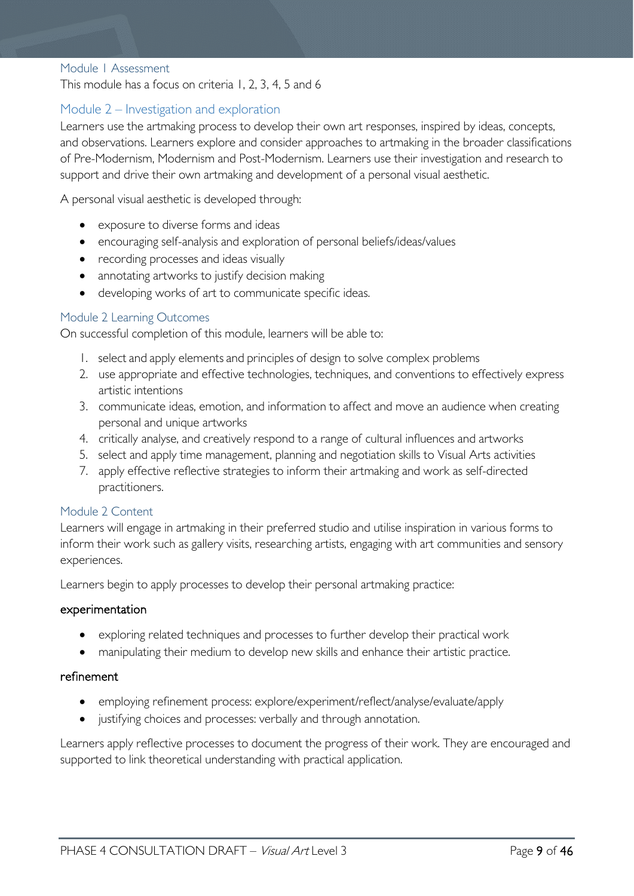### Module 1 Assessment

This module has a focus on criteria 1, 2, 3, 4, 5 and 6

## Module 2 – Investigation and exploration

Learners use the artmaking process to develop their own art responses, inspired by ideas, concepts, and observations. Learners explore and consider approaches to artmaking in the broader classifications of Pre-Modernism, Modernism and Post-Modernism. Learners use their investigation and research to support and drive their own artmaking and development of a personal visual aesthetic.

A personal visual aesthetic is developed through:

- exposure to diverse forms and ideas
- encouraging self-analysis and exploration of personal beliefs/ideas/values
- recording processes and ideas visually
- annotating artworks to justify decision making
- developing works of art to communicate specific ideas.

### Module 2 Learning Outcomes

On successful completion of this module, learners will be able to:

1. select and apply elements and principles of design to solve complex problems
2. use appropriate and effective technologies, techniques, and conventions to effectively express artistic intentions
3. communicate ideas, emotion, and information to affect and move an audience when creating personal and unique artworks
4. critically analyse, and creatively respond to a range of cultural influences and artworks
5. select and apply time management, planning and negotiation skills to Visual Arts activities
7. apply effective reflective strategies to inform their artmaking and work as self-directed practitioners.

### Module 2 Content

Learners will engage in artmaking in their preferred studio and utilise inspiration in various forms to inform their work such as gallery visits, researching artists, engaging with art communities and sensory experiences.

Learners begin to apply processes to develop their personal artmaking practice:

#### experimentation

- exploring related techniques and processes to further develop their practical work
- manipulating their medium to develop new skills and enhance their artistic practice.

#### refinement

- employing refinement process: explore/experiment/reflect/analyse/evaluate/apply
- justifying choices and processes: verbally and through annotation.

Learners apply reflective processes to document the progress of their work. They are encouraged and supported to link theoretical understanding with practical application.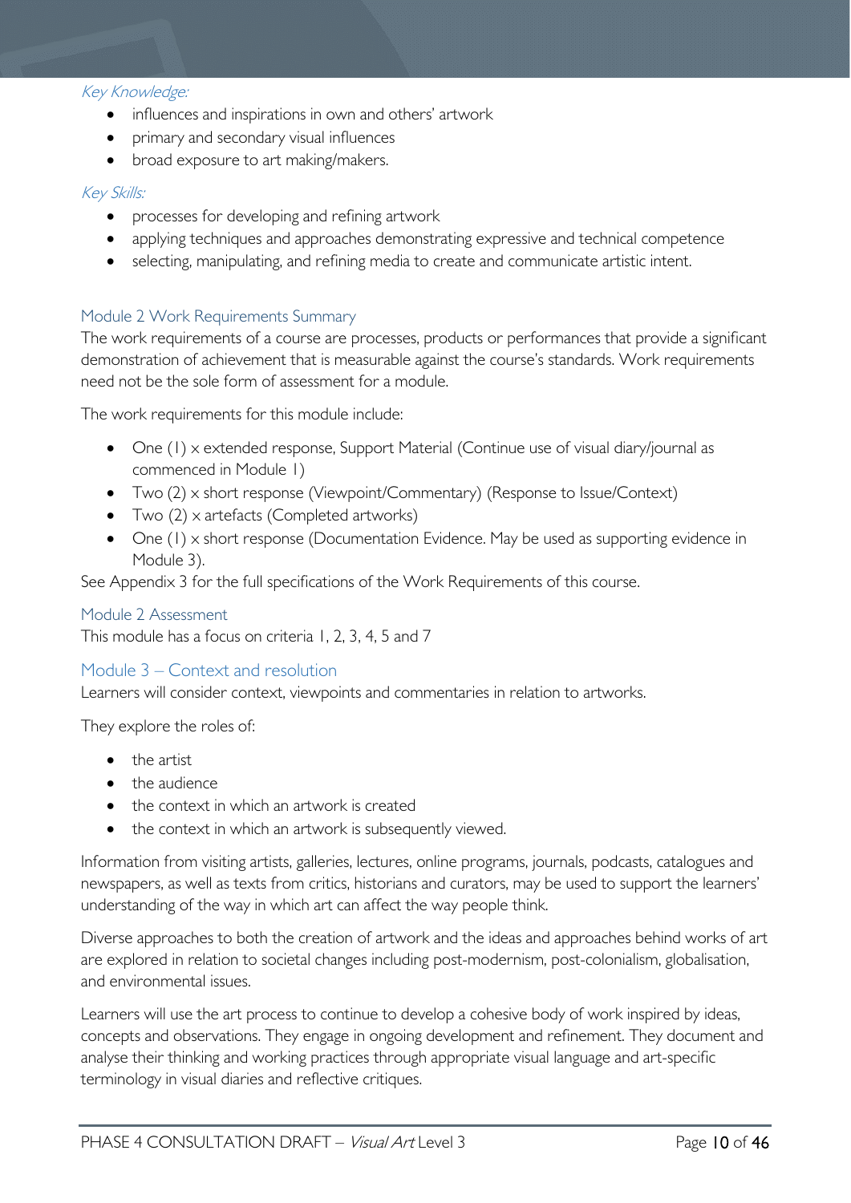*Key Knowledge:*

- influences and inspirations in own and others' artwork
- primary and secondary visual influences
- broad exposure to art making/makers.

*Key Skills:*

- processes for developing and refining artwork
- applying techniques and approaches demonstrating expressive and technical competence
- selecting, manipulating, and refining media to create and communicate artistic intent.

### Module 2 Work Requirements Summary

The work requirements of a course are processes, products or performances that provide a significant demonstration of achievement that is measurable against the course's standards. Work requirements need not be the sole form of assessment for a module.

The work requirements for this module include:

- One (1) x extended response, Support Material (Continue use of visual diary/journal as commenced in Module 1)
- Two (2) x short response (Viewpoint/Commentary) (Response to Issue/Context)
- Two (2) x artefacts (Completed artworks)
- One (1) x short response (Documentation Evidence. May be used as supporting evidence in Module 3).

See Appendix 3 for the full specifications of the Work Requirements of this course.

### Module 2 Assessment

This module has a focus on criteria 1, 2, 3, 4, 5 and 7

## Module 3 – Context and resolution

Learners will consider context, viewpoints and commentaries in relation to artworks.

They explore the roles of:

- the artist
- the audience
- the context in which an artwork is created
- the context in which an artwork is subsequently viewed.

Information from visiting artists, galleries, lectures, online programs, journals, podcasts, catalogues and newspapers, as well as texts from critics, historians and curators, may be used to support the learners' understanding of the way in which art can affect the way people think.

Diverse approaches to both the creation of artwork and the ideas and approaches behind works of art are explored in relation to societal changes including post-modernism, post-colonialism, globalisation, and environmental issues.

Learners will use the art process to continue to develop a cohesive body of work inspired by ideas, concepts and observations. They engage in ongoing development and refinement. They document and analyse their thinking and working practices through appropriate visual language and art-specific terminology in visual diaries and reflective critiques.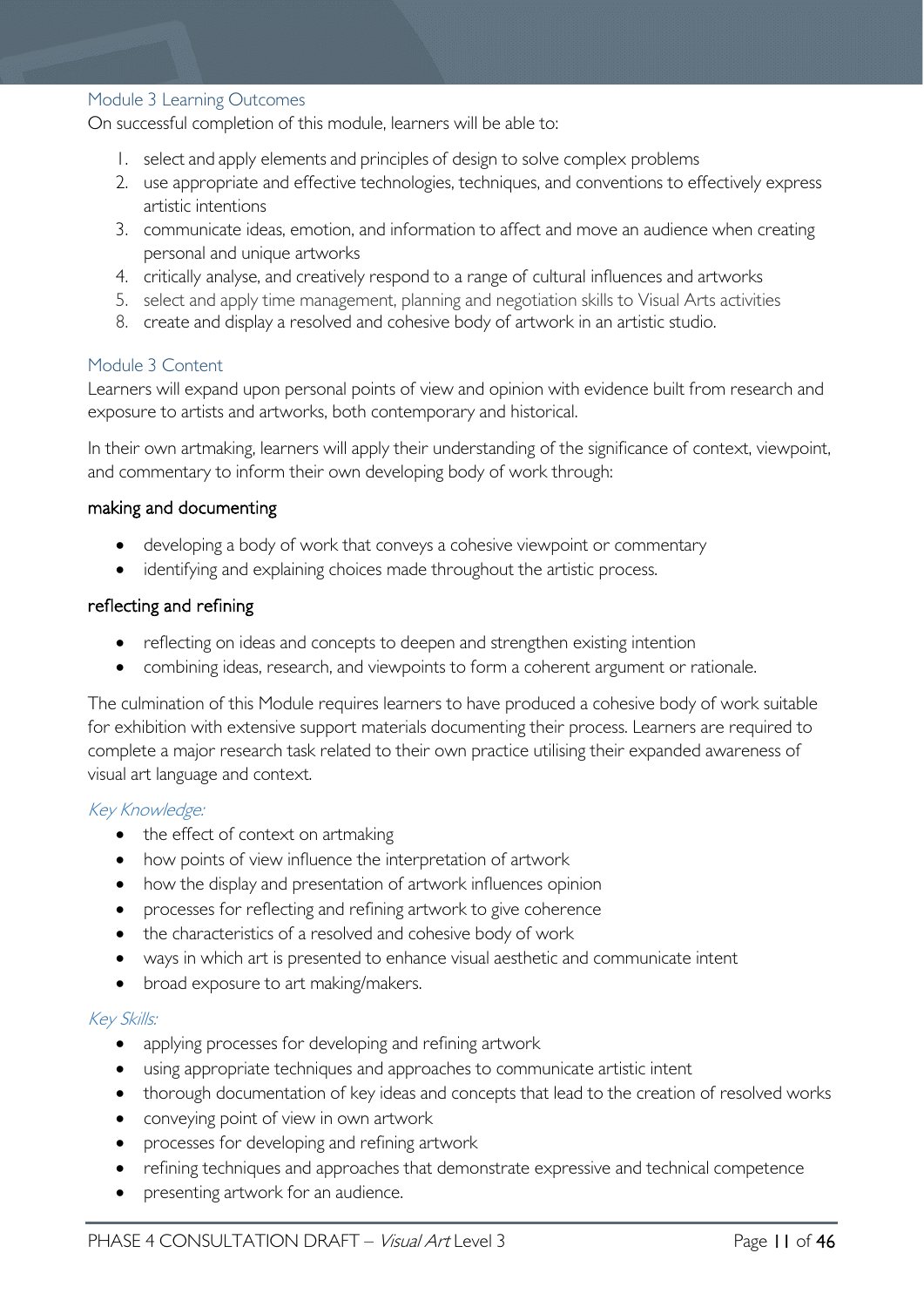## Module 3 Learning Outcomes

On successful completion of this module, learners will be able to:

1. select and apply elements and principles of design to solve complex problems
2. use appropriate and effective technologies, techniques, and conventions to effectively express artistic intentions
3. communicate ideas, emotion, and information to affect and move an audience when creating personal and unique artworks
4. critically analyse, and creatively respond to a range of cultural influences and artworks
5. select and apply time management, planning and negotiation skills to Visual Arts activities
8. create and display a resolved and cohesive body of artwork in an artistic studio.

## Module 3 Content

Learners will expand upon personal points of view and opinion with evidence built from research and exposure to artists and artworks, both contemporary and historical.

In their own artmaking, learners will apply their understanding of the significance of context, viewpoint, and commentary to inform their own developing body of work through:

### making and documenting

- developing a body of work that conveys a cohesive viewpoint or commentary
- identifying and explaining choices made throughout the artistic process.

### reflecting and refining

- reflecting on ideas and concepts to deepen and strengthen existing intention
- combining ideas, research, and viewpoints to form a coherent argument or rationale.

The culmination of this Module requires learners to have produced a cohesive body of work suitable for exhibition with extensive support materials documenting their process. Learners are required to complete a major research task related to their own practice utilising their expanded awareness of visual art language and context.

### *Key Knowledge:*

- the effect of context on artmaking
- how points of view influence the interpretation of artwork
- how the display and presentation of artwork influences opinion
- processes for reflecting and refining artwork to give coherence
- the characteristics of a resolved and cohesive body of work
- ways in which art is presented to enhance visual aesthetic and communicate intent
- broad exposure to art making/makers.

### *Key Skills:*

- applying processes for developing and refining artwork
- using appropriate techniques and approaches to communicate artistic intent
- thorough documentation of key ideas and concepts that lead to the creation of resolved works
- conveying point of view in own artwork
- processes for developing and refining artwork
- refining techniques and approaches that demonstrate expressive and technical competence
- presenting artwork for an audience.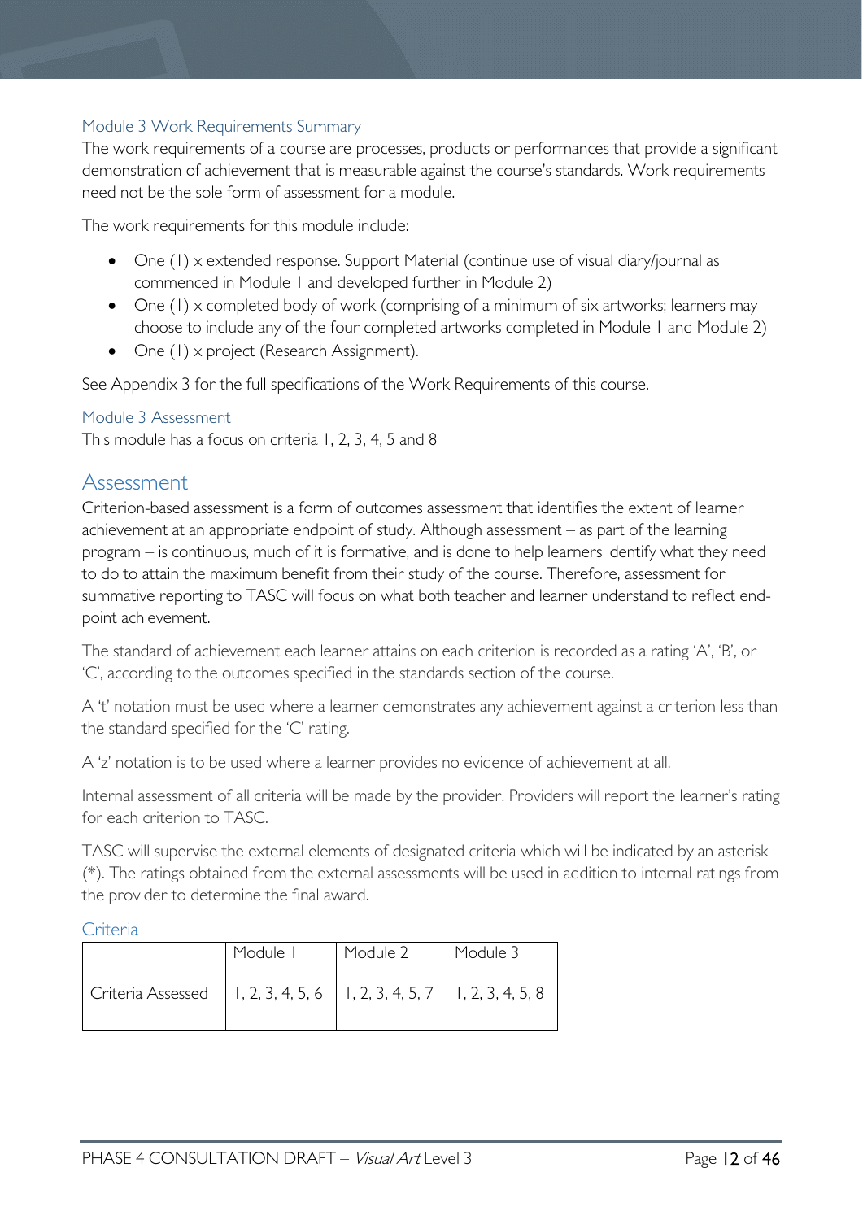### Module 3 Work Requirements Summary

The work requirements of a course are processes, products or performances that provide a significant demonstration of achievement that is measurable against the course's standards. Work requirements need not be the sole form of assessment for a module.

The work requirements for this module include:

- One (1) x extended response. Support Material (continue use of visual diary/journal as commenced in Module 1 and developed further in Module 2)
- One (1) x completed body of work (comprising of a minimum of six artworks; learners may choose to include any of the four completed artworks completed in Module 1 and Module 2)
- One (1) x project (Research Assignment).

See Appendix 3 for the full specifications of the Work Requirements of this course.

### Module 3 Assessment

This module has a focus on criteria 1, 2, 3, 4, 5 and 8

## Assessment

Criterion-based assessment is a form of outcomes assessment that identifies the extent of learner achievement at an appropriate endpoint of study. Although assessment – as part of the learning program – is continuous, much of it is formative, and is done to help learners identify what they need to do to attain the maximum benefit from their study of the course. Therefore, assessment for summative reporting to TASC will focus on what both teacher and learner understand to reflect end-point achievement.

The standard of achievement each learner attains on each criterion is recorded as a rating 'A', 'B', or 'C', according to the outcomes specified in the standards section of the course.

A 't' notation must be used where a learner demonstrates any achievement against a criterion less than the standard specified for the 'C' rating.

A 'z' notation is to be used where a learner provides no evidence of achievement at all.

Internal assessment of all criteria will be made by the provider. Providers will report the learner's rating for each criterion to TASC.

TASC will supervise the external elements of designated criteria which will be indicated by an asterisk (*). The ratings obtained from the external assessments will be used in addition to internal ratings from the provider to determine the final award.

### Criteria

| | Module 1 | Module 2 | Module 3 |
|---|---|---|---|
| Criteria Assessed | 1, 2, 3, 4, 5, 6 | 1, 2, 3, 4, 5, 7 | 1, 2, 3, 4, 5, 8 |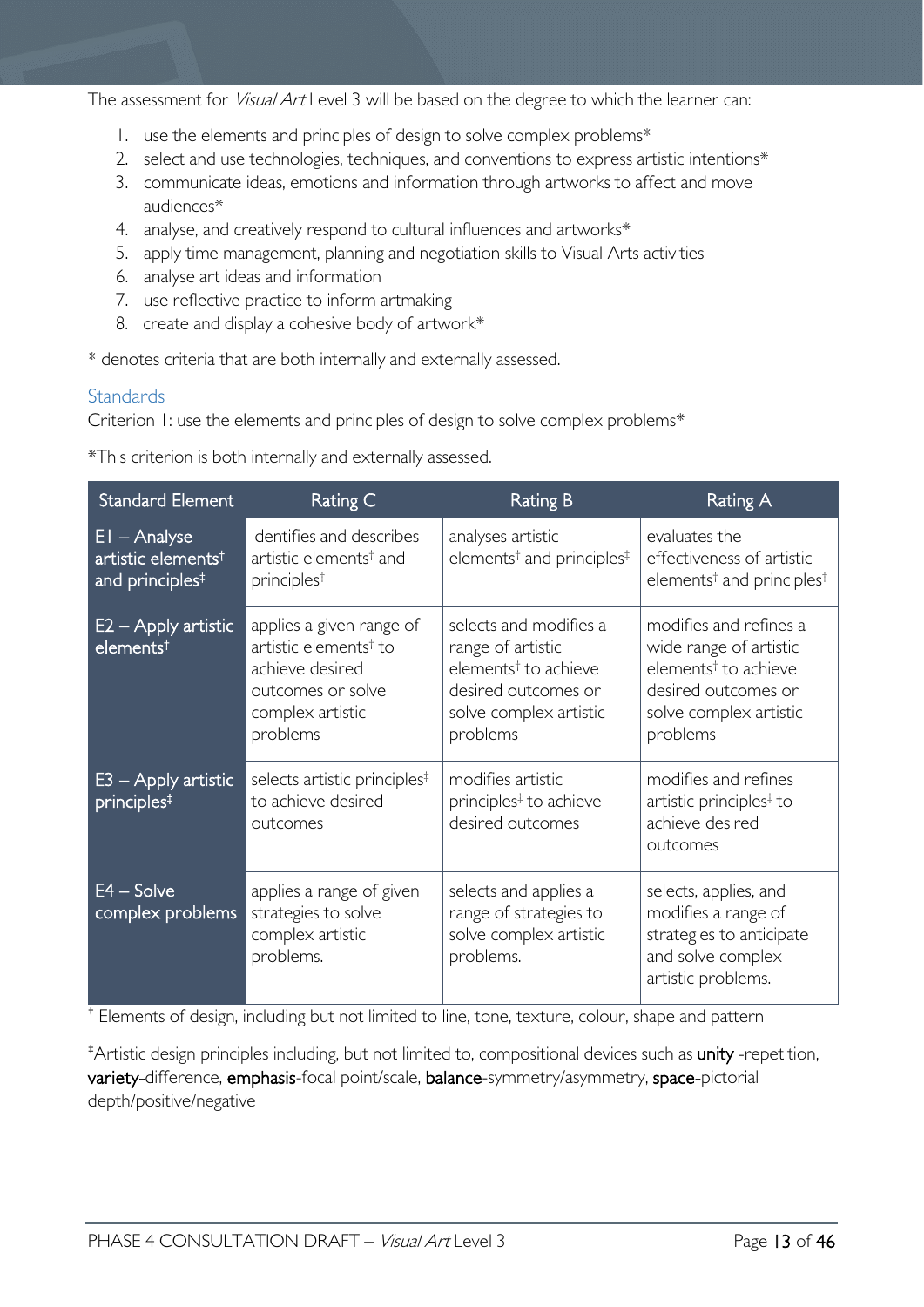The assessment for *Visual Art* Level 3 will be based on the degree to which the learner can:

1. use the elements and principles of design to solve complex problems*
2. select and use technologies, techniques, and conventions to express artistic intentions*
3. communicate ideas, emotions and information through artworks to affect and move audiences*
4. analyse, and creatively respond to cultural influences and artworks*
5. apply time management, planning and negotiation skills to Visual Arts activities
6. analyse art ideas and information
7. use reflective practice to inform artmaking
8. create and display a cohesive body of artwork*

* denotes criteria that are both internally and externally assessed.

## Standards

Criterion 1: use the elements and principles of design to solve complex problems*

*This criterion is both internally and externally assessed.

| Standard Element | Rating C | Rating B | Rating A |
|---|---|---|---|
| E1 – Analyse artistic elements† and principles‡ | identifies and describes artistic elements† and principles‡ | analyses artistic elements† and principles‡ | evaluates the effectiveness of artistic elements† and principles‡ |
| E2 – Apply artistic elements† | applies a given range of artistic elements† to achieve desired outcomes or solve complex artistic problems | selects and modifies a range of artistic elements† to achieve desired outcomes or solve complex artistic problems | modifies and refines a wide range of artistic elements† to achieve desired outcomes or solve complex artistic problems |
| E3 – Apply artistic principles‡ | selects artistic principles‡ to achieve desired outcomes | modifies artistic principles‡ to achieve desired outcomes | modifies and refines artistic principles‡ to achieve desired outcomes |
| E4 – Solve complex problems | applies a range of given strategies to solve complex artistic problems. | selects and applies a range of strategies to solve complex artistic problems. | selects, applies, and modifies a range of strategies to anticipate and solve complex artistic problems. |

† Elements of design, including but not limited to line, tone, texture, colour, shape and pattern

‡Artistic design principles including, but not limited to, compositional devices such as **unity** -repetition, **variety**-difference, **emphasis**-focal point/scale, **balance**-symmetry/asymmetry, **space**-pictorial depth/positive/negative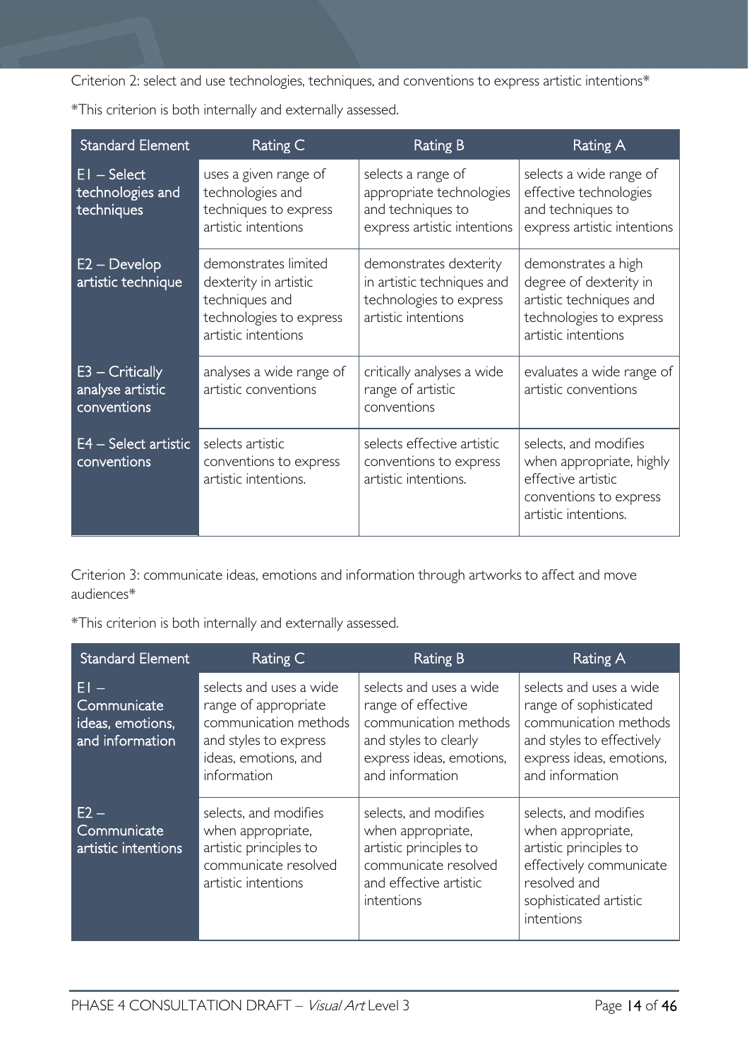Criterion 2: select and use technologies, techniques, and conventions to express artistic intentions*

*This criterion is both internally and externally assessed.

| Standard Element | Rating C | Rating B | Rating A |
|---|---|---|---|
| E1 – Select technologies and techniques | uses a given range of technologies and techniques to express artistic intentions | selects a range of appropriate technologies and techniques to express artistic intentions | selects a wide range of effective technologies and techniques to express artistic intentions |
| E2 – Develop artistic technique | demonstrates limited dexterity in artistic techniques and technologies to express artistic intentions | demonstrates dexterity in artistic techniques and technologies to express artistic intentions | demonstrates a high degree of dexterity in artistic techniques and technologies to express artistic intentions |
| E3 – Critically analyse artistic conventions | analyses a wide range of artistic conventions | critically analyses a wide range of artistic conventions | evaluates a wide range of artistic conventions |
| E4 – Select artistic conventions | selects artistic conventions to express artistic intentions. | selects effective artistic conventions to express artistic intentions. | selects, and modifies when appropriate, highly effective artistic conventions to express artistic intentions. |

Criterion 3: communicate ideas, emotions and information through artworks to affect and move audiences*

*This criterion is both internally and externally assessed.

| Standard Element | Rating C | Rating B | Rating A |
|---|---|---|---|
| E1 – Communicate ideas, emotions, and information | selects and uses a wide range of appropriate communication methods and styles to express ideas, emotions, and information | selects and uses a wide range of effective communication methods and styles to clearly express ideas, emotions, and information | selects and uses a wide range of sophisticated communication methods and styles to effectively express ideas, emotions, and information |
| E2 – Communicate artistic intentions | selects, and modifies when appropriate, artistic principles to communicate resolved artistic intentions | selects, and modifies when appropriate, artistic principles to communicate resolved and effective artistic intentions | selects, and modifies when appropriate, artistic principles to effectively communicate resolved and sophisticated artistic intentions |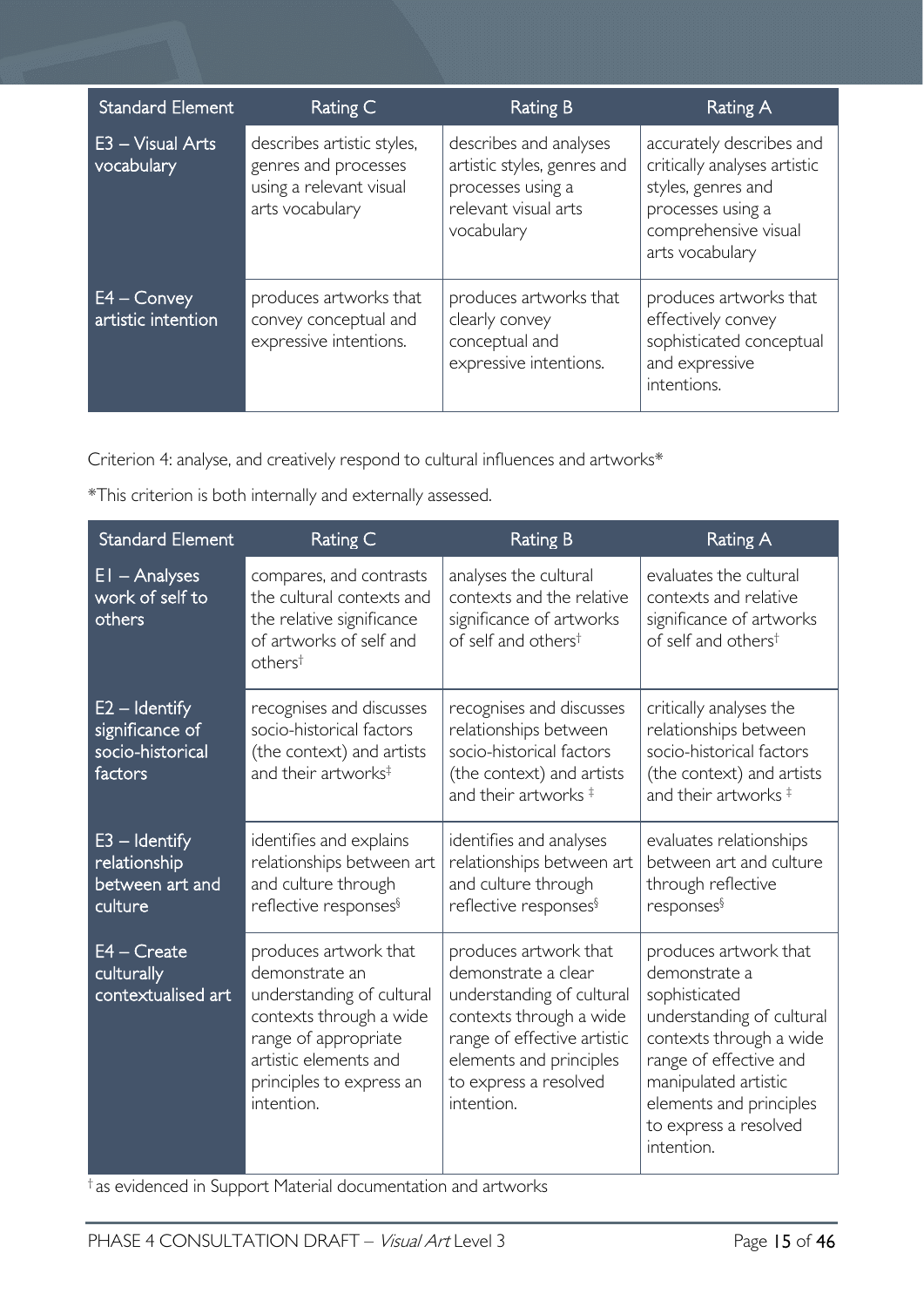| Standard Element | Rating C | Rating B | Rating A |
| --- | --- | --- | --- |
| E3 – Visual Arts vocabulary | describes artistic styles, genres and processes using a relevant visual arts vocabulary | describes and analyses artistic styles, genres and processes using a relevant visual arts vocabulary | accurately describes and critically analyses artistic styles, genres and processes using a comprehensive visual arts vocabulary |
| E4 – Convey artistic intention | produces artworks that convey conceptual and expressive intentions. | produces artworks that clearly convey conceptual and expressive intentions. | produces artworks that effectively convey sophisticated conceptual and expressive intentions. |

Criterion 4: analyse, and creatively respond to cultural influences and artworks*

*This criterion is both internally and externally assessed.

| Standard Element | Rating C | Rating B | Rating A |
| --- | --- | --- | --- |
| E1 – Analyses work of self to others | compares, and contrasts the cultural contexts and the relative significance of artworks of self and others† | analyses the cultural contexts and the relative significance of artworks of self and others† | evaluates the cultural contexts and relative significance of artworks of self and others† |
| E2 – Identify significance of socio-historical factors | recognises and discusses socio-historical factors (the context) and artists and their artworks‡ | recognises and discusses relationships between socio-historical factors (the context) and artists and their artworks ‡ | critically analyses the relationships between socio-historical factors (the context) and artists and their artworks ‡ |
| E3 – Identify relationship between art and culture | identifies and explains relationships between art and culture through reflective responses§ | identifies and analyses relationships between art and culture through reflective responses§ | evaluates relationships between art and culture through reflective responses§ |
| E4 – Create culturally contextualised art | produces artwork that demonstrate an understanding of cultural contexts through a wide range of appropriate artistic elements and principles to express an intention. | produces artwork that demonstrate a clear understanding of cultural contexts through a wide range of effective artistic elements and principles to express a resolved intention. | produces artwork that demonstrate a sophisticated understanding of cultural contexts through a wide range of effective and manipulated artistic elements and principles to express a resolved intention. |

† as evidenced in Support Material documentation and artworks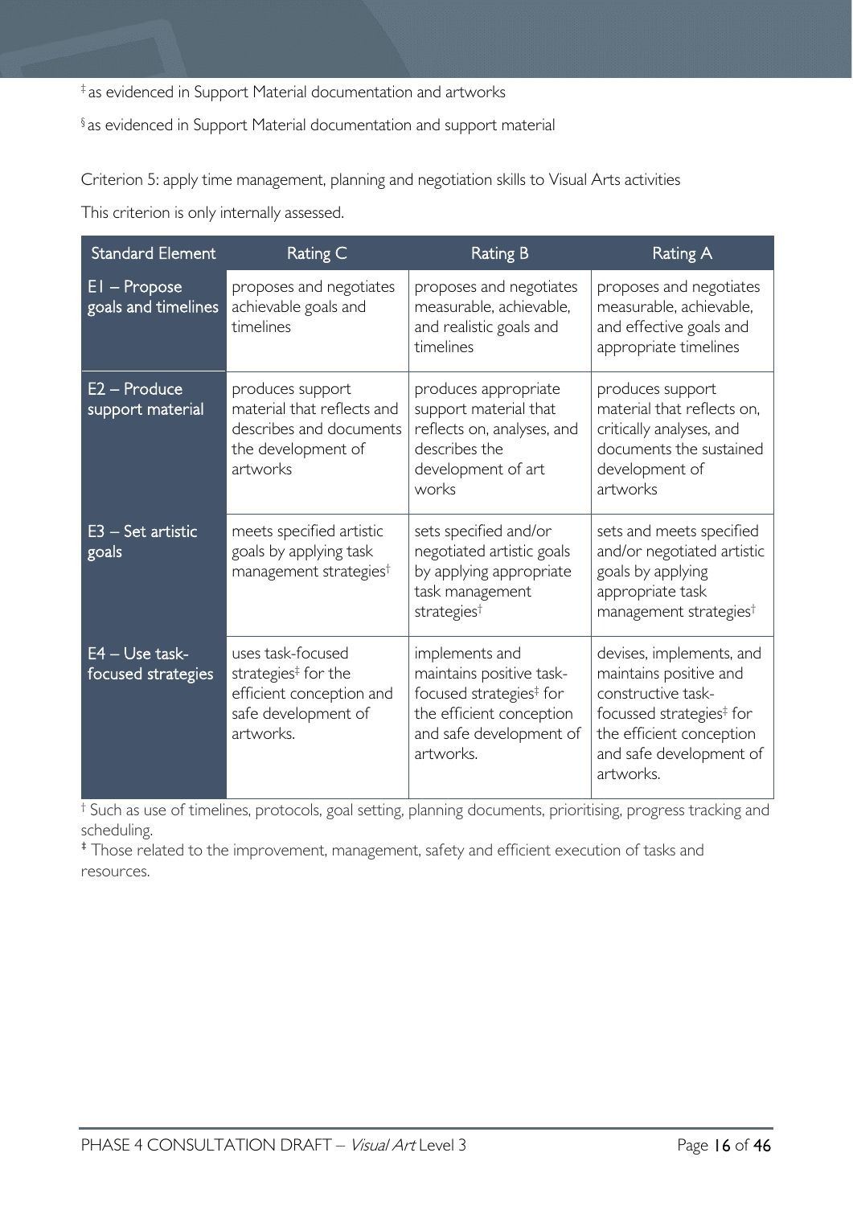‡ as evidenced in Support Material documentation and artworks

§ as evidenced in Support Material documentation and support material

Criterion 5: apply time management, planning and negotiation skills to Visual Arts activities

This criterion is only internally assessed.

| Standard Element | Rating C | Rating B | Rating A |
|---|---|---|---|
| E1 – Propose goals and timelines | proposes and negotiates achievable goals and timelines | proposes and negotiates measurable, achievable, and realistic goals and timelines | proposes and negotiates measurable, achievable, and effective goals and appropriate timelines |
| E2 – Produce support material | produces support material that reflects and describes and documents the development of artworks | produces appropriate support material that reflects on, analyses, and describes the development of art works | produces support material that reflects on, critically analyses, and documents the sustained development of artworks |
| E3 – Set artistic goals | meets specified artistic goals by applying task management strategies† | sets specified and/or negotiated artistic goals by applying appropriate task management strategies† | sets and meets specified and/or negotiated artistic goals by applying appropriate task management strategies† |
| E4 – Use task-focused strategies | uses task-focused strategies‡ for the efficient conception and safe development of artworks. | implements and maintains positive task-focused strategies‡ for the efficient conception and safe development of artworks. | devises, implements, and maintains positive and constructive task-focussed strategies‡ for the efficient conception and safe development of artworks. |

† Such as use of timelines, protocols, goal setting, planning documents, prioritising, progress tracking and scheduling.

‡ Those related to the improvement, management, safety and efficient execution of tasks and resources.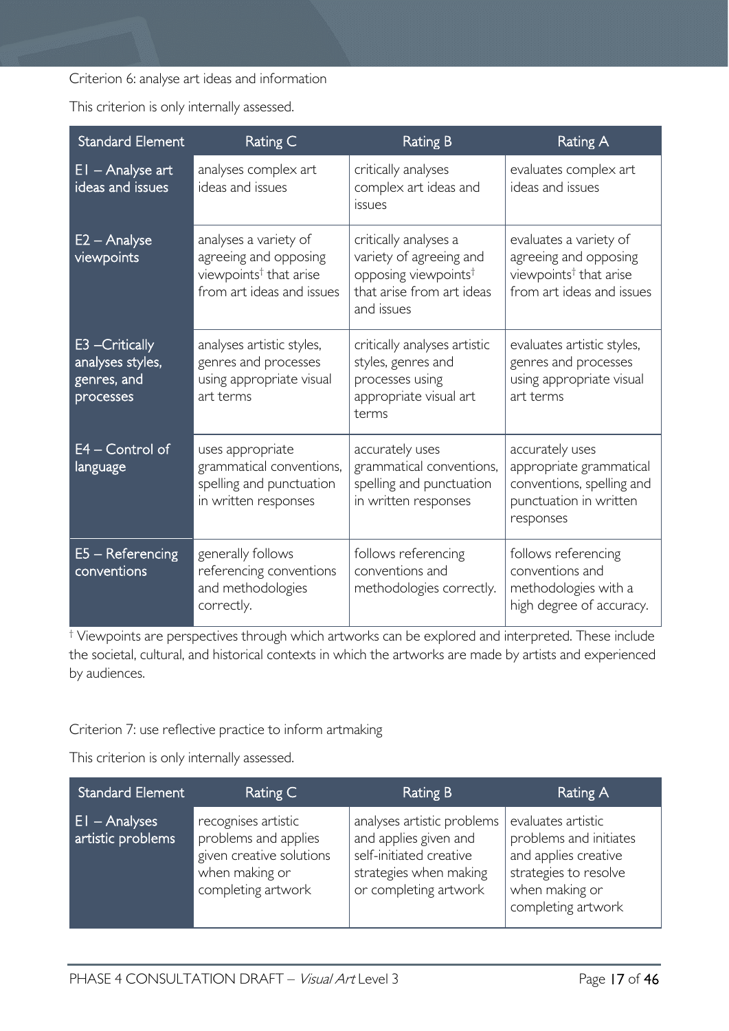Criterion 6: analyse art ideas and information

This criterion is only internally assessed.

| Standard Element | Rating C | Rating B | Rating A |
|---|---|---|---|
| E1 – Analyse art ideas and issues | analyses complex art ideas and issues | critically analyses complex art ideas and issues | evaluates complex art ideas and issues |
| E2 – Analyse viewpoints | analyses a variety of agreeing and opposing viewpoints† that arise from art ideas and issues | critically analyses a variety of agreeing and opposing viewpoints† that arise from art ideas and issues | evaluates a variety of agreeing and opposing viewpoints† that arise from art ideas and issues |
| E3 –Critically analyses styles, genres, and processes | analyses artistic styles, genres and processes using appropriate visual art terms | critically analyses artistic styles, genres and processes using appropriate visual art terms | evaluates artistic styles, genres and processes using appropriate visual art terms |
| E4 – Control of language | uses appropriate grammatical conventions, spelling and punctuation in written responses | accurately uses grammatical conventions, spelling and punctuation in written responses | accurately uses appropriate grammatical conventions, spelling and punctuation in written responses |
| E5 – Referencing conventions | generally follows referencing conventions and methodologies correctly. | follows referencing conventions and methodologies correctly. | follows referencing conventions and methodologies with a high degree of accuracy. |

† Viewpoints are perspectives through which artworks can be explored and interpreted. These include the societal, cultural, and historical contexts in which the artworks are made by artists and experienced by audiences.

Criterion 7: use reflective practice to inform artmaking

This criterion is only internally assessed.

| Standard Element | Rating C | Rating B | Rating A |
|---|---|---|---|
| E1 – Analyses artistic problems | recognises artistic problems and applies given creative solutions when making or completing artwork | analyses artistic problems and applies given and self-initiated creative strategies when making or completing artwork | evaluates artistic problems and initiates and applies creative strategies to resolve when making or completing artwork |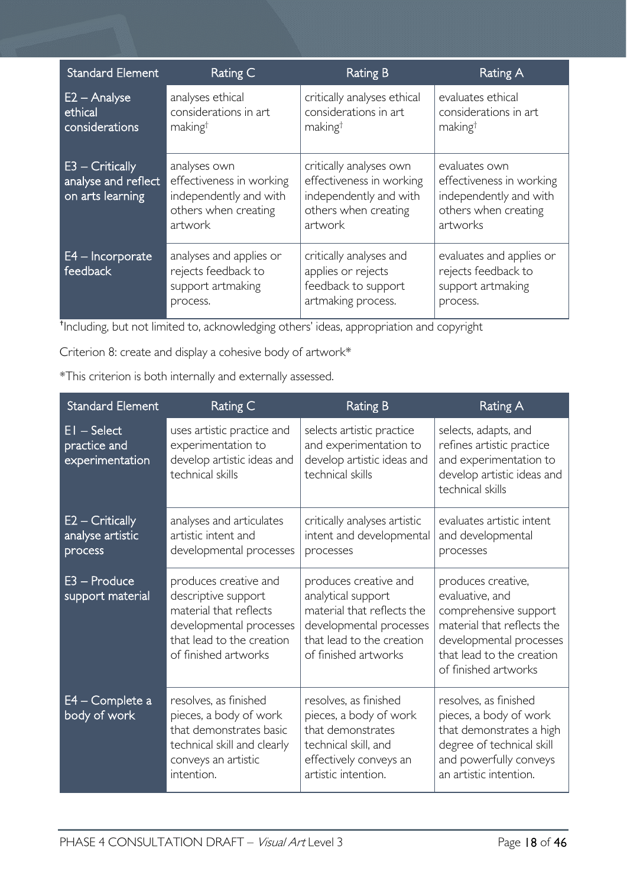| Standard Element | Rating C | Rating B | Rating A |
|---|---|---|---|
| E2 – Analyse ethical considerations | analyses ethical considerations in art making† | critically analyses ethical considerations in art making† | evaluates ethical considerations in art making† |
| E3 – Critically analyse and reflect on arts learning | analyses own effectiveness in working independently and with others when creating artwork | critically analyses own effectiveness in working independently and with others when creating artwork | evaluates own effectiveness in working independently and with others when creating artworks |
| E4 – Incorporate feedback | analyses and applies or rejects feedback to support artmaking process. | critically analyses and applies or rejects feedback to support artmaking process. | evaluates and applies or rejects feedback to support artmaking process. |

†Including, but not limited to, acknowledging others' ideas, appropriation and copyright

Criterion 8: create and display a cohesive body of artwork*

*This criterion is both internally and externally assessed.

| Standard Element | Rating C | Rating B | Rating A |
|---|---|---|---|
| E1 – Select practice and experimentation | uses artistic practice and experimentation to develop artistic ideas and technical skills | selects artistic practice and experimentation to develop artistic ideas and technical skills | selects, adapts, and refines artistic practice and experimentation to develop artistic ideas and technical skills |
| E2 – Critically analyse artistic process | analyses and articulates artistic intent and developmental processes | critically analyses artistic intent and developmental processes | evaluates artistic intent and developmental processes |
| E3 – Produce support material | produces creative and descriptive support material that reflects developmental processes that lead to the creation of finished artworks | produces creative and analytical support material that reflects the developmental processes that lead to the creation of finished artworks | produces creative, evaluative, and comprehensive support material that reflects the developmental processes that lead to the creation of finished artworks |
| E4 – Complete a body of work | resolves, as finished pieces, a body of work that demonstrates basic technical skill and clearly conveys an artistic intention. | resolves, as finished pieces, a body of work that demonstrates technical skill, and effectively conveys an artistic intention. | resolves, as finished pieces, a body of work that demonstrates a high degree of technical skill and powerfully conveys an artistic intention. |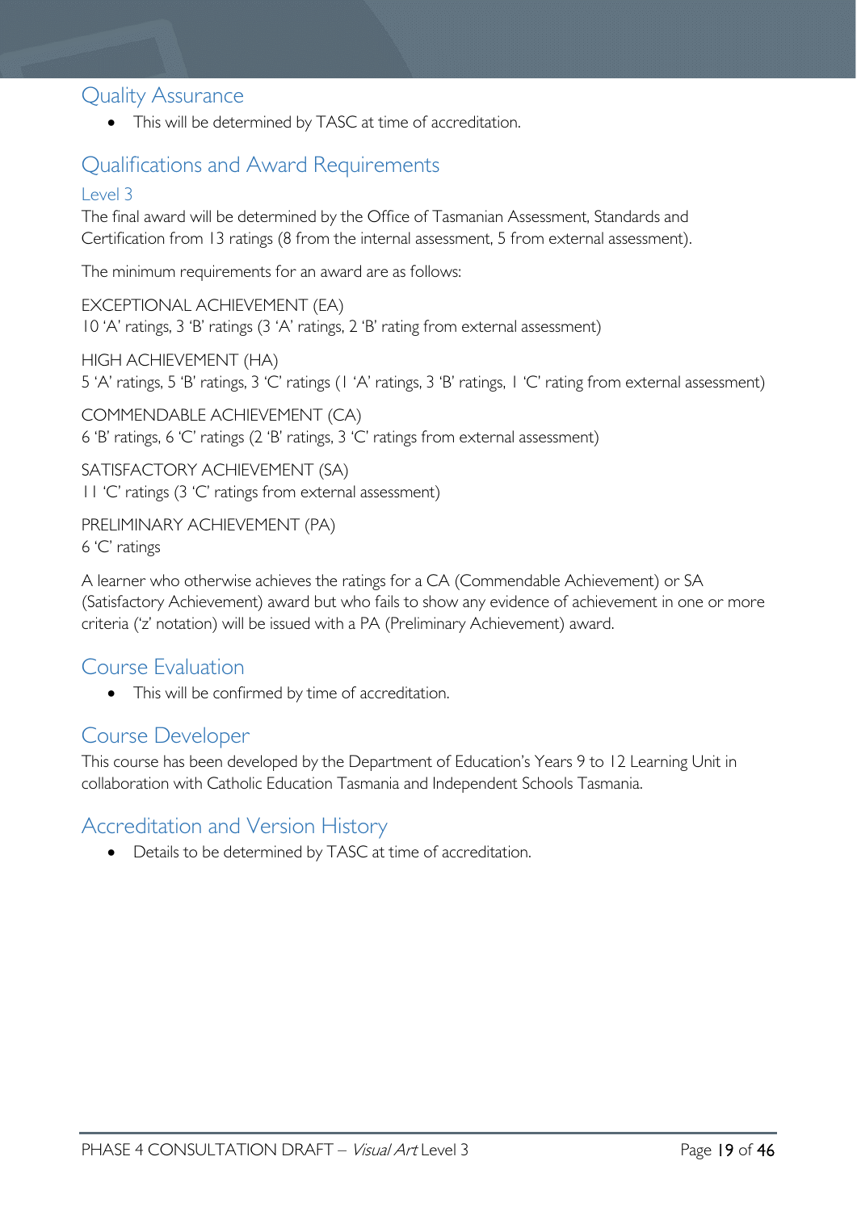## Quality Assurance

- This will be determined by TASC at time of accreditation.

## Qualifications and Award Requirements

### Level 3

The final award will be determined by the Office of Tasmanian Assessment, Standards and Certification from 13 ratings (8 from the internal assessment, 5 from external assessment).

The minimum requirements for an award are as follows:

EXCEPTIONAL ACHIEVEMENT (EA)
10 'A' ratings, 3 'B' ratings (3 'A' ratings, 2 'B' rating from external assessment)

HIGH ACHIEVEMENT (HA)
5 'A' ratings, 5 'B' ratings, 3 'C' ratings (1 'A' ratings, 3 'B' ratings, 1 'C' rating from external assessment)

COMMENDABLE ACHIEVEMENT (CA)
6 'B' ratings, 6 'C' ratings (2 'B' ratings, 3 'C' ratings from external assessment)

SATISFACTORY ACHIEVEMENT (SA)
11 'C' ratings (3 'C' ratings from external assessment)

PRELIMINARY ACHIEVEMENT (PA)
6 'C' ratings

A learner who otherwise achieves the ratings for a CA (Commendable Achievement) or SA (Satisfactory Achievement) award but who fails to show any evidence of achievement in one or more criteria ('z' notation) will be issued with a PA (Preliminary Achievement) award.

## Course Evaluation

- This will be confirmed by time of accreditation.

## Course Developer

This course has been developed by the Department of Education's Years 9 to 12 Learning Unit in collaboration with Catholic Education Tasmania and Independent Schools Tasmania.

## Accreditation and Version History

- Details to be determined by TASC at time of accreditation.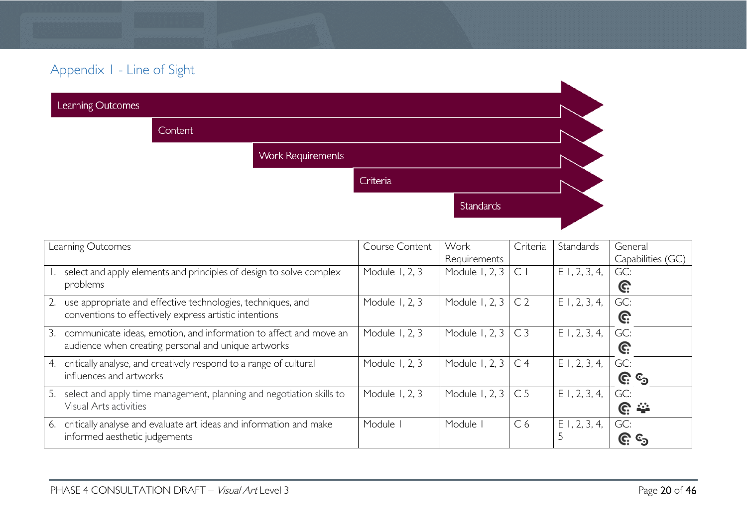## Appendix 1 - Line of Sight

Learning Outcomes → Content → Work Requirements → Criteria → Standards

| Learning Outcomes | Course Content | Work Requirements | Criteria | Standards | General Capabilities (GC) |
|---|---|---|---|---|---|
| 1. select and apply elements and principles of design to solve complex problems | Module 1, 2, 3 | Module 1, 2, 3 | C 1 | E 1, 2, 3, 4, | GC: |
| 2. use appropriate and effective technologies, techniques, and conventions to effectively express artistic intentions | Module 1, 2, 3 | Module 1, 2, 3 | C 2 | E 1, 2, 3, 4, | GC: |
| 3. communicate ideas, emotion, and information to affect and move an audience when creating personal and unique artworks | Module 1, 2, 3 | Module 1, 2, 3 | C 3 | E 1, 2, 3, 4, | GC: |
| 4. critically analyse, and creatively respond to a range of cultural influences and artworks | Module 1, 2, 3 | Module 1, 2, 3 | C 4 | E 1, 2, 3, 4, | GC: |
| 5. select and apply time management, planning and negotiation skills to Visual Arts activities | Module 1, 2, 3 | Module 1, 2, 3 | C 5 | E 1, 2, 3, 4, | GC: |
| 6. critically analyse and evaluate art ideas and information and make informed aesthetic judgements | Module 1 | Module 1 | C 6 | E 1, 2, 3, 4, 5 | GC: |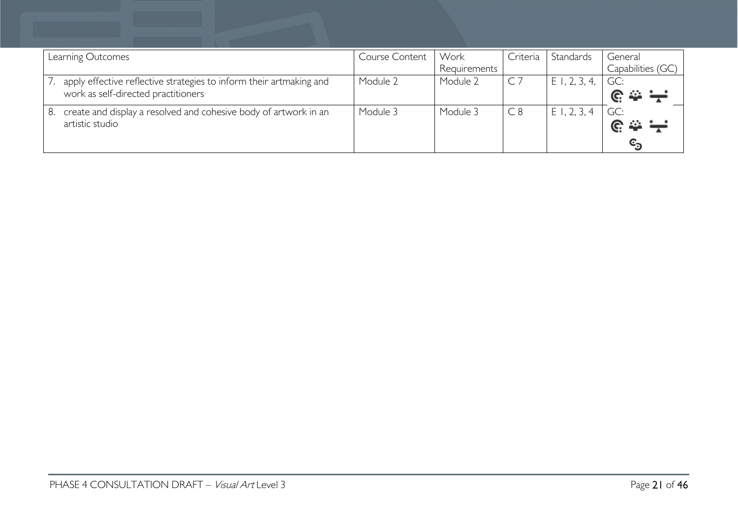| Learning Outcomes | Course Content | Work Requirements | Criteria | Standards | General Capabilities (GC) |
|---|---|---|---|---|---|
| 7. apply effective reflective strategies to inform their artmaking and work as self-directed practitioners | Module 2 | Module 2 | C 7 | E 1, 2, 3, 4, | GC: |
| 8. create and display a resolved and cohesive body of artwork in an artistic studio | Module 3 | Module 3 | C 8 | E 1, 2, 3, 4 | GC: |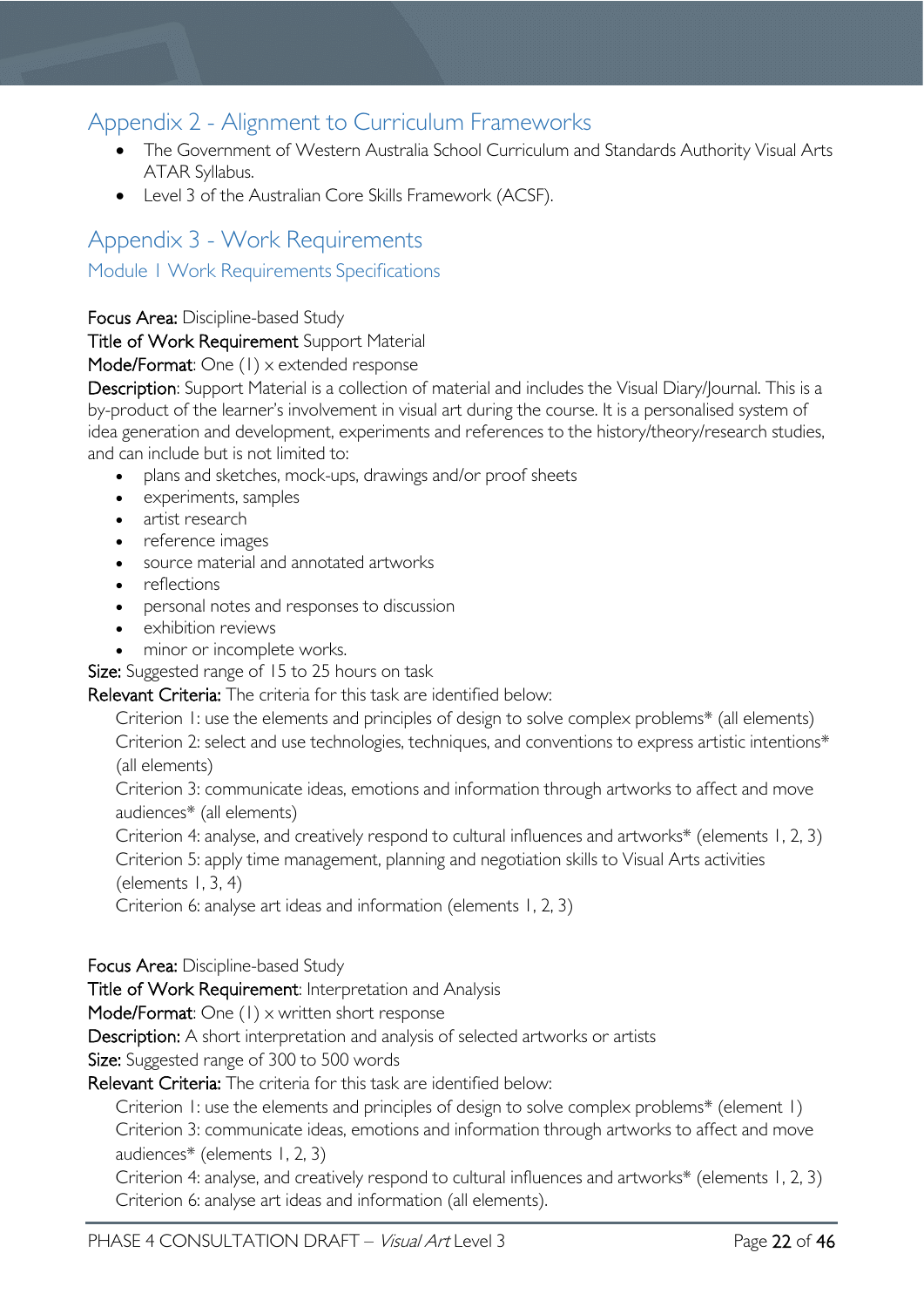# Appendix 2 - Alignment to Curriculum Frameworks

- The Government of Western Australia School Curriculum and Standards Authority Visual Arts ATAR Syllabus.
- Level 3 of the Australian Core Skills Framework (ACSF).

# Appendix 3 - Work Requirements

## Module 1 Work Requirements Specifications

**Focus Area:** Discipline-based Study

**Title of Work Requirement** Support Material

**Mode/Format**: One (1) x extended response

**Description**: Support Material is a collection of material and includes the Visual Diary/Journal. This is a by-product of the learner's involvement in visual art during the course. It is a personalised system of idea generation and development, experiments and references to the history/theory/research studies, and can include but is not limited to:

- plans and sketches, mock-ups, drawings and/or proof sheets
- experiments, samples
- artist research
- reference images
- source material and annotated artworks
- reflections
- personal notes and responses to discussion
- exhibition reviews
- minor or incomplete works.

**Size:** Suggested range of 15 to 25 hours on task

**Relevant Criteria:** The criteria for this task are identified below:

Criterion 1: use the elements and principles of design to solve complex problems* (all elements)

Criterion 2: select and use technologies, techniques, and conventions to express artistic intentions* (all elements)

Criterion 3: communicate ideas, emotions and information through artworks to affect and move audiences* (all elements)

Criterion 4: analyse, and creatively respond to cultural influences and artworks* (elements 1, 2, 3)

Criterion 5: apply time management, planning and negotiation skills to Visual Arts activities (elements 1, 3, 4)

Criterion 6: analyse art ideas and information (elements 1, 2, 3)

**Focus Area:** Discipline-based Study

**Title of Work Requirement**: Interpretation and Analysis

**Mode/Format**: One (1) x written short response

**Description:** A short interpretation and analysis of selected artworks or artists

**Size:** Suggested range of 300 to 500 words

**Relevant Criteria:** The criteria for this task are identified below:

Criterion 1: use the elements and principles of design to solve complex problems* (element 1)

Criterion 3: communicate ideas, emotions and information through artworks to affect and move audiences* (elements 1, 2, 3)

Criterion 4: analyse, and creatively respond to cultural influences and artworks* (elements 1, 2, 3)

Criterion 6: analyse art ideas and information (all elements).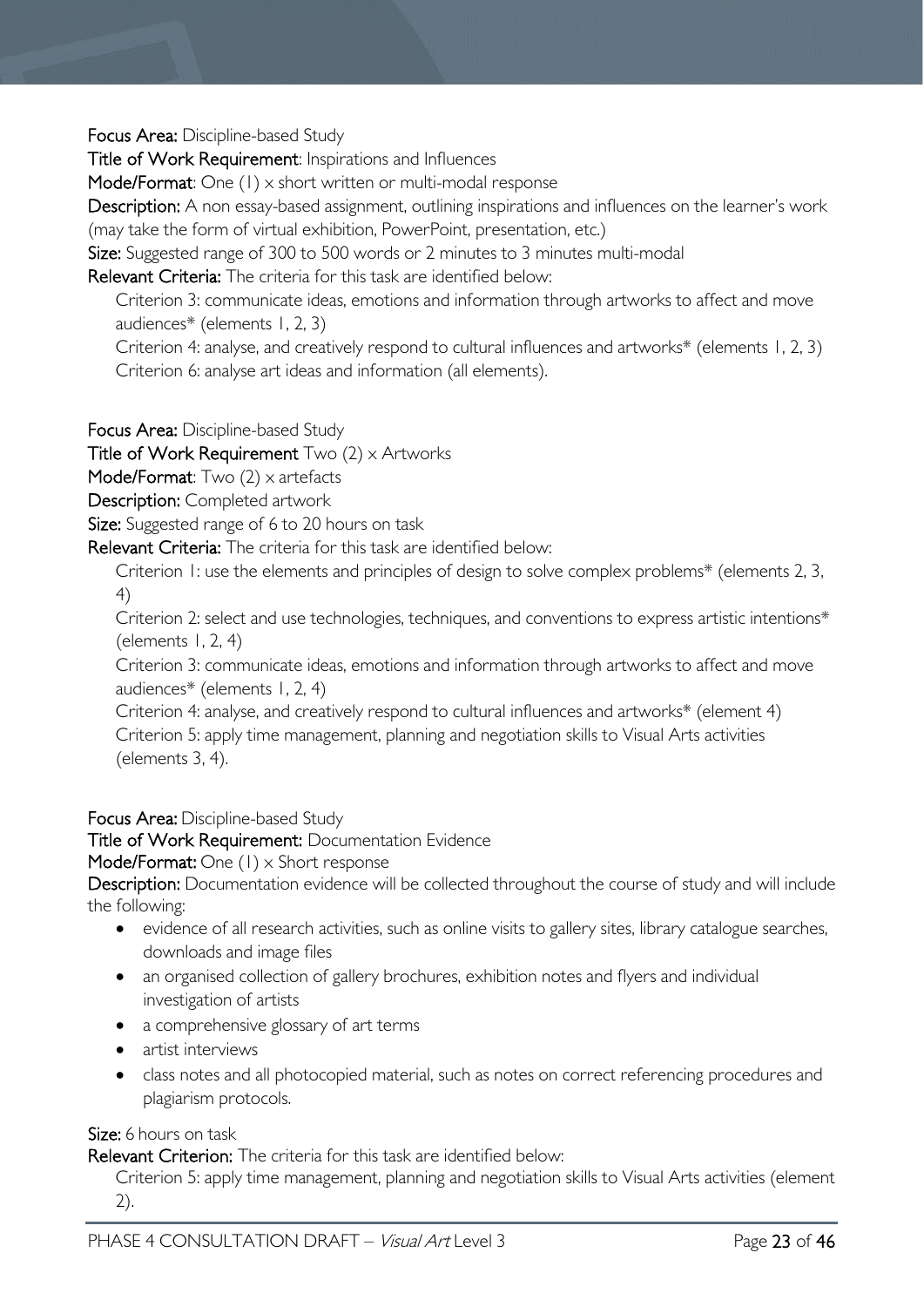**Focus Area:** Discipline-based Study

**Title of Work Requirement**: Inspirations and Influences

**Mode/Format**: One (1) x short written or multi-modal response

**Description:** A non essay-based assignment, outlining inspirations and influences on the learner's work (may take the form of virtual exhibition, PowerPoint, presentation, etc.)

**Size:** Suggested range of 300 to 500 words or 2 minutes to 3 minutes multi-modal

**Relevant Criteria:** The criteria for this task are identified below:

Criterion 3: communicate ideas, emotions and information through artworks to affect and move audiences* (elements 1, 2, 3)

Criterion 4: analyse, and creatively respond to cultural influences and artworks* (elements 1, 2, 3)

Criterion 6: analyse art ideas and information (all elements).

**Focus Area:** Discipline-based Study

**Title of Work Requirement** Two (2) x Artworks

**Mode/Format**: Two (2) x artefacts

**Description:** Completed artwork

**Size:** Suggested range of 6 to 20 hours on task

**Relevant Criteria:** The criteria for this task are identified below:

Criterion 1: use the elements and principles of design to solve complex problems* (elements 2, 3, 4)

Criterion 2: select and use technologies, techniques, and conventions to express artistic intentions* (elements 1, 2, 4)

Criterion 3: communicate ideas, emotions and information through artworks to affect and move audiences* (elements 1, 2, 4)

Criterion 4: analyse, and creatively respond to cultural influences and artworks* (element 4)

Criterion 5: apply time management, planning and negotiation skills to Visual Arts activities (elements 3, 4).

**Focus Area:** Discipline-based Study

**Title of Work Requirement:** Documentation Evidence

**Mode/Format:** One (1) x Short response

**Description:** Documentation evidence will be collected throughout the course of study and will include the following:

- evidence of all research activities, such as online visits to gallery sites, library catalogue searches, downloads and image files
- an organised collection of gallery brochures, exhibition notes and flyers and individual investigation of artists
- a comprehensive glossary of art terms
- artist interviews
- class notes and all photocopied material, such as notes on correct referencing procedures and plagiarism protocols.

**Size:** 6 hours on task

**Relevant Criterion:** The criteria for this task are identified below:

Criterion 5: apply time management, planning and negotiation skills to Visual Arts activities (element 2).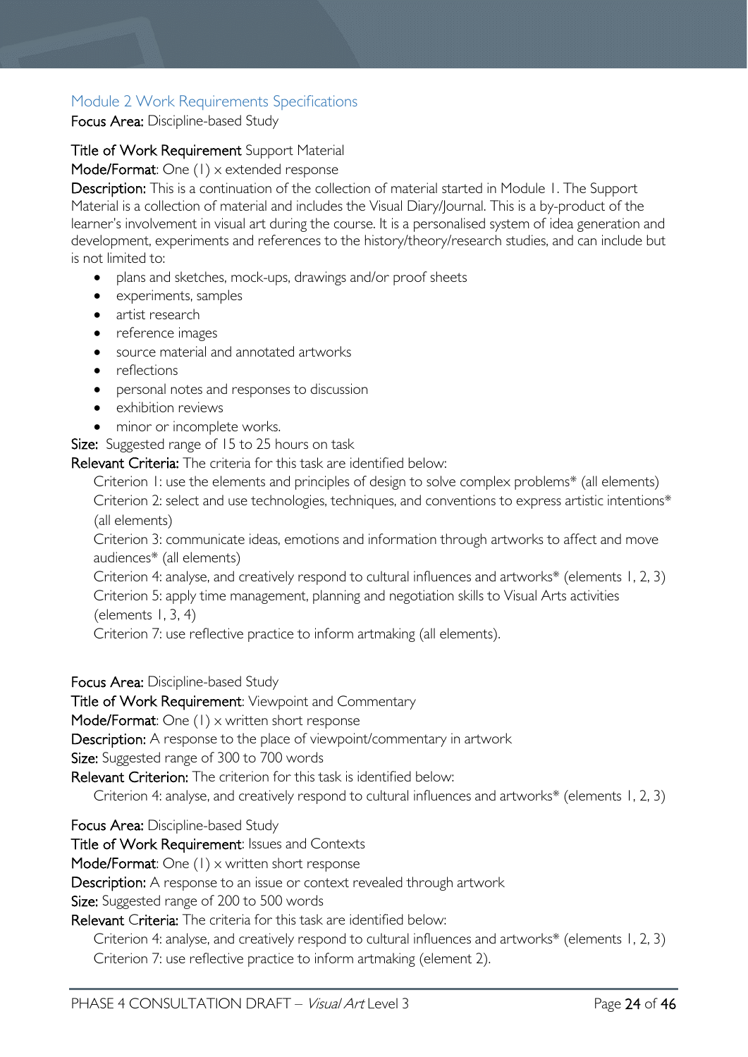## Module 2 Work Requirements Specifications

**Focus Area:** Discipline-based Study

**Title of Work Requirement** Support Material

**Mode/Format**: One (1) x extended response

**Description:** This is a continuation of the collection of material started in Module 1. The Support Material is a collection of material and includes the Visual Diary/Journal. This is a by-product of the learner's involvement in visual art during the course. It is a personalised system of idea generation and development, experiments and references to the history/theory/research studies, and can include but is not limited to:

- plans and sketches, mock-ups, drawings and/or proof sheets
- experiments, samples
- artist research
- reference images
- source material and annotated artworks
- reflections
- personal notes and responses to discussion
- exhibition reviews
- minor or incomplete works.

**Size:** Suggested range of 15 to 25 hours on task

**Relevant Criteria:** The criteria for this task are identified below:

Criterion 1: use the elements and principles of design to solve complex problems* (all elements)
Criterion 2: select and use technologies, techniques, and conventions to express artistic intentions* (all elements)
Criterion 3: communicate ideas, emotions and information through artworks to affect and move audiences* (all elements)
Criterion 4: analyse, and creatively respond to cultural influences and artworks* (elements 1, 2, 3)
Criterion 5: apply time management, planning and negotiation skills to Visual Arts activities (elements 1, 3, 4)
Criterion 7: use reflective practice to inform artmaking (all elements).

**Focus Area:** Discipline-based Study

**Title of Work Requirement**: Viewpoint and Commentary

**Mode/Format**: One (1) x written short response

**Description:** A response to the place of viewpoint/commentary in artwork

**Size:** Suggested range of 300 to 700 words

**Relevant Criterion:** The criterion for this task is identified below:

Criterion 4: analyse, and creatively respond to cultural influences and artworks* (elements 1, 2, 3)

**Focus Area:** Discipline-based Study

**Title of Work Requirement**: Issues and Contexts

**Mode/Format**: One (1) x written short response

**Description:** A response to an issue or context revealed through artwork

**Size:** Suggested range of 200 to 500 words

**Relevant Criteria:** The criteria for this task are identified below:

Criterion 4: analyse, and creatively respond to cultural influences and artworks* (elements 1, 2, 3)
Criterion 7: use reflective practice to inform artmaking (element 2).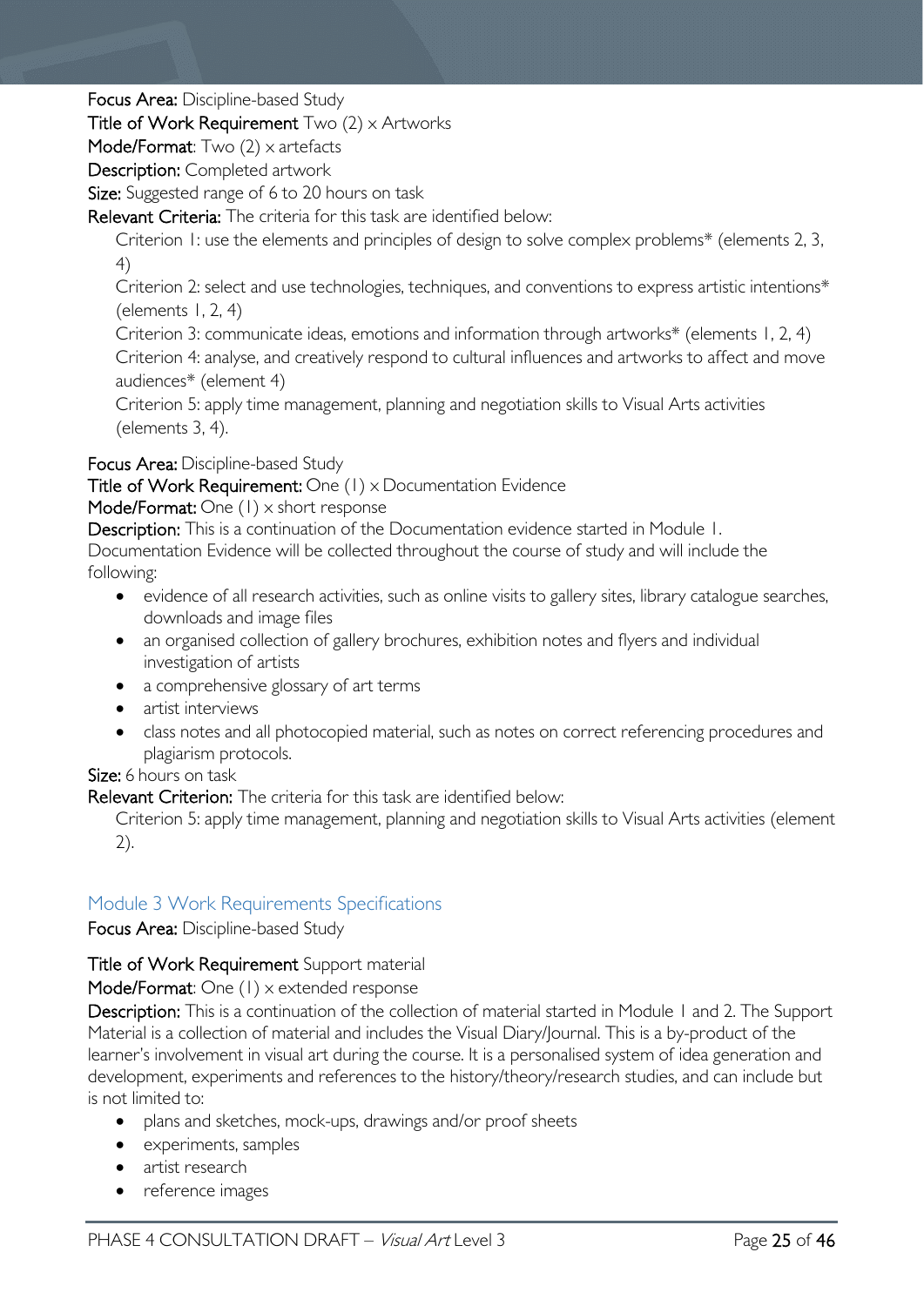**Focus Area:** Discipline-based Study

**Title of Work Requirement** Two (2) x Artworks

**Mode/Format**: Two (2) x artefacts

**Description:** Completed artwork

**Size:** Suggested range of 6 to 20 hours on task

**Relevant Criteria:** The criteria for this task are identified below:

Criterion 1: use the elements and principles of design to solve complex problems* (elements 2, 3, 4)

Criterion 2: select and use technologies, techniques, and conventions to express artistic intentions* (elements 1, 2, 4)

Criterion 3: communicate ideas, emotions and information through artworks* (elements 1, 2, 4)

Criterion 4: analyse, and creatively respond to cultural influences and artworks to affect and move audiences* (element 4)

Criterion 5: apply time management, planning and negotiation skills to Visual Arts activities (elements 3, 4).

**Focus Area:** Discipline-based Study

**Title of Work Requirement:** One (1) x Documentation Evidence

**Mode/Format:** One (1) x short response

**Description:** This is a continuation of the Documentation evidence started in Module 1. Documentation Evidence will be collected throughout the course of study and will include the following:

- evidence of all research activities, such as online visits to gallery sites, library catalogue searches, downloads and image files
- an organised collection of gallery brochures, exhibition notes and flyers and individual investigation of artists
- a comprehensive glossary of art terms
- artist interviews
- class notes and all photocopied material, such as notes on correct referencing procedures and plagiarism protocols.

**Size:** 6 hours on task

**Relevant Criterion:** The criteria for this task are identified below:

Criterion 5: apply time management, planning and negotiation skills to Visual Arts activities (element 2).

## Module 3 Work Requirements Specifications

**Focus Area:** Discipline-based Study

**Title of Work Requirement** Support material

**Mode/Format**: One (1) x extended response

**Description:** This is a continuation of the collection of material started in Module 1 and 2. The Support Material is a collection of material and includes the Visual Diary/Journal. This is a by-product of the learner's involvement in visual art during the course. It is a personalised system of idea generation and development, experiments and references to the history/theory/research studies, and can include but is not limited to:

- plans and sketches, mock-ups, drawings and/or proof sheets
- experiments, samples
- artist research
- reference images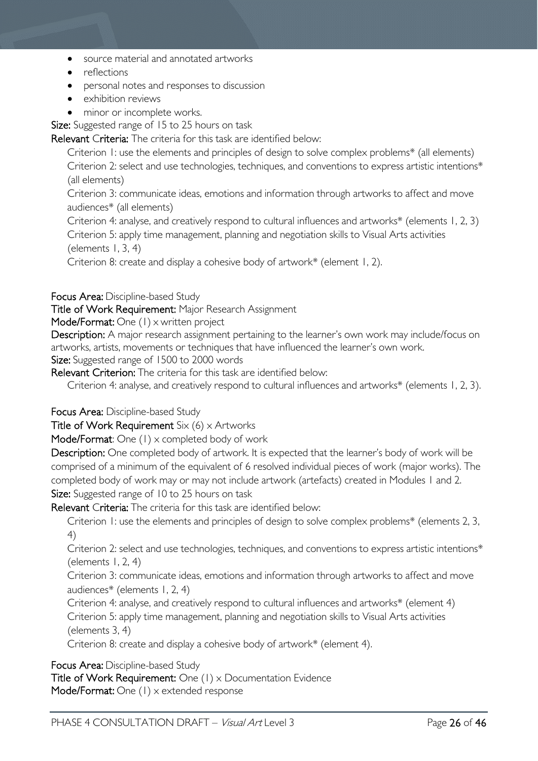- source material and annotated artworks
- reflections
- personal notes and responses to discussion
- exhibition reviews
- minor or incomplete works.

**Size:** Suggested range of 15 to 25 hours on task

**Relevant Criteria:** The criteria for this task are identified below:

Criterion 1: use the elements and principles of design to solve complex problems* (all elements)
Criterion 2: select and use technologies, techniques, and conventions to express artistic intentions* (all elements)
Criterion 3: communicate ideas, emotions and information through artworks to affect and move audiences* (all elements)
Criterion 4: analyse, and creatively respond to cultural influences and artworks* (elements 1, 2, 3)
Criterion 5: apply time management, planning and negotiation skills to Visual Arts activities (elements 1, 3, 4)
Criterion 8: create and display a cohesive body of artwork* (element 1, 2).

**Focus Area:** Discipline-based Study
**Title of Work Requirement:** Major Research Assignment
**Mode/Format:** One (1) x written project
**Description:** A major research assignment pertaining to the learner's own work may include/focus on artworks, artists, movements or techniques that have influenced the learner's own work.
**Size:** Suggested range of 1500 to 2000 words
**Relevant Criterion:** The criteria for this task are identified below:

Criterion 4: analyse, and creatively respond to cultural influences and artworks* (elements 1, 2, 3).

**Focus Area:** Discipline-based Study
**Title of Work Requirement** Six (6) x Artworks
**Mode/Format**: One (1) x completed body of work
**Description:** One completed body of artwork. It is expected that the learner's body of work will be comprised of a minimum of the equivalent of 6 resolved individual pieces of work (major works). The completed body of work may or may not include artwork (artefacts) created in Modules 1 and 2.
**Size:** Suggested range of 10 to 25 hours on task
**Relevant Criteria:** The criteria for this task are identified below:

Criterion 1: use the elements and principles of design to solve complex problems* (elements 2, 3, 4)
Criterion 2: select and use technologies, techniques, and conventions to express artistic intentions* (elements 1, 2, 4)
Criterion 3: communicate ideas, emotions and information through artworks to affect and move audiences* (elements 1, 2, 4)
Criterion 4: analyse, and creatively respond to cultural influences and artworks* (element 4)
Criterion 5: apply time management, planning and negotiation skills to Visual Arts activities (elements 3, 4)
Criterion 8: create and display a cohesive body of artwork* (element 4).

**Focus Area:** Discipline-based Study
**Title of Work Requirement:** One (1) x Documentation Evidence
**Mode/Format:** One (1) x extended response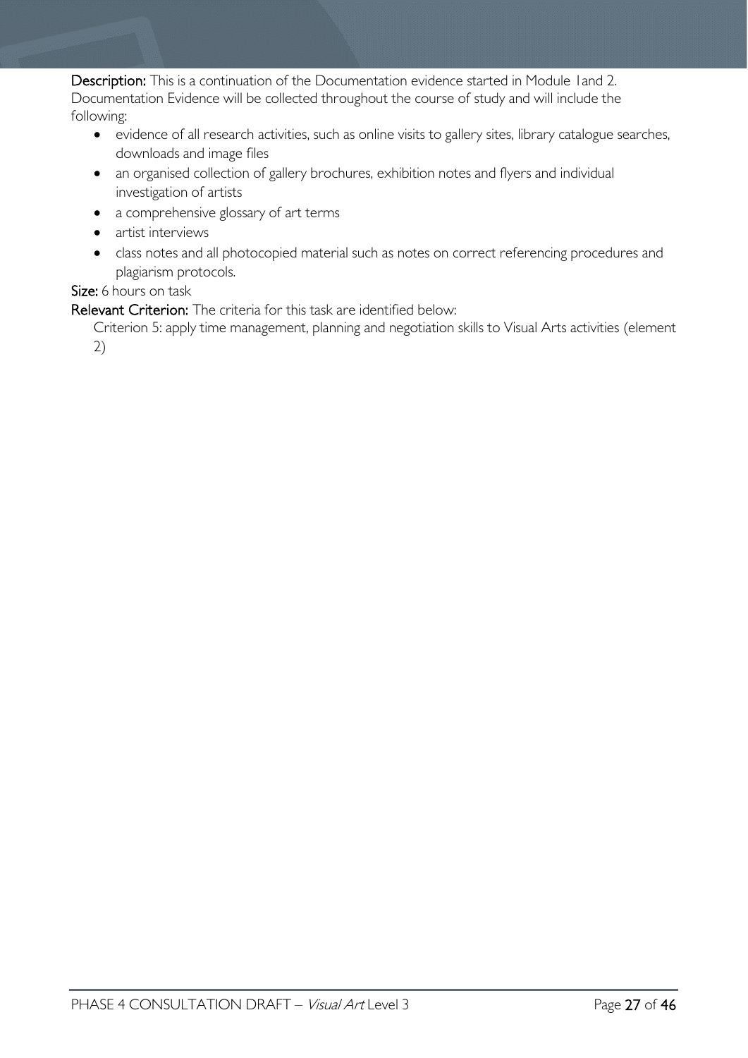**Description:** This is a continuation of the Documentation evidence started in Module 1and 2. Documentation Evidence will be collected throughout the course of study and will include the following:

- evidence of all research activities, such as online visits to gallery sites, library catalogue searches, downloads and image files
- an organised collection of gallery brochures, exhibition notes and flyers and individual investigation of artists
- a comprehensive glossary of art terms
- artist interviews
- class notes and all photocopied material such as notes on correct referencing procedures and plagiarism protocols.

**Size:** 6 hours on task

**Relevant Criterion:** The criteria for this task are identified below:

Criterion 5: apply time management, planning and negotiation skills to Visual Arts activities (element 2)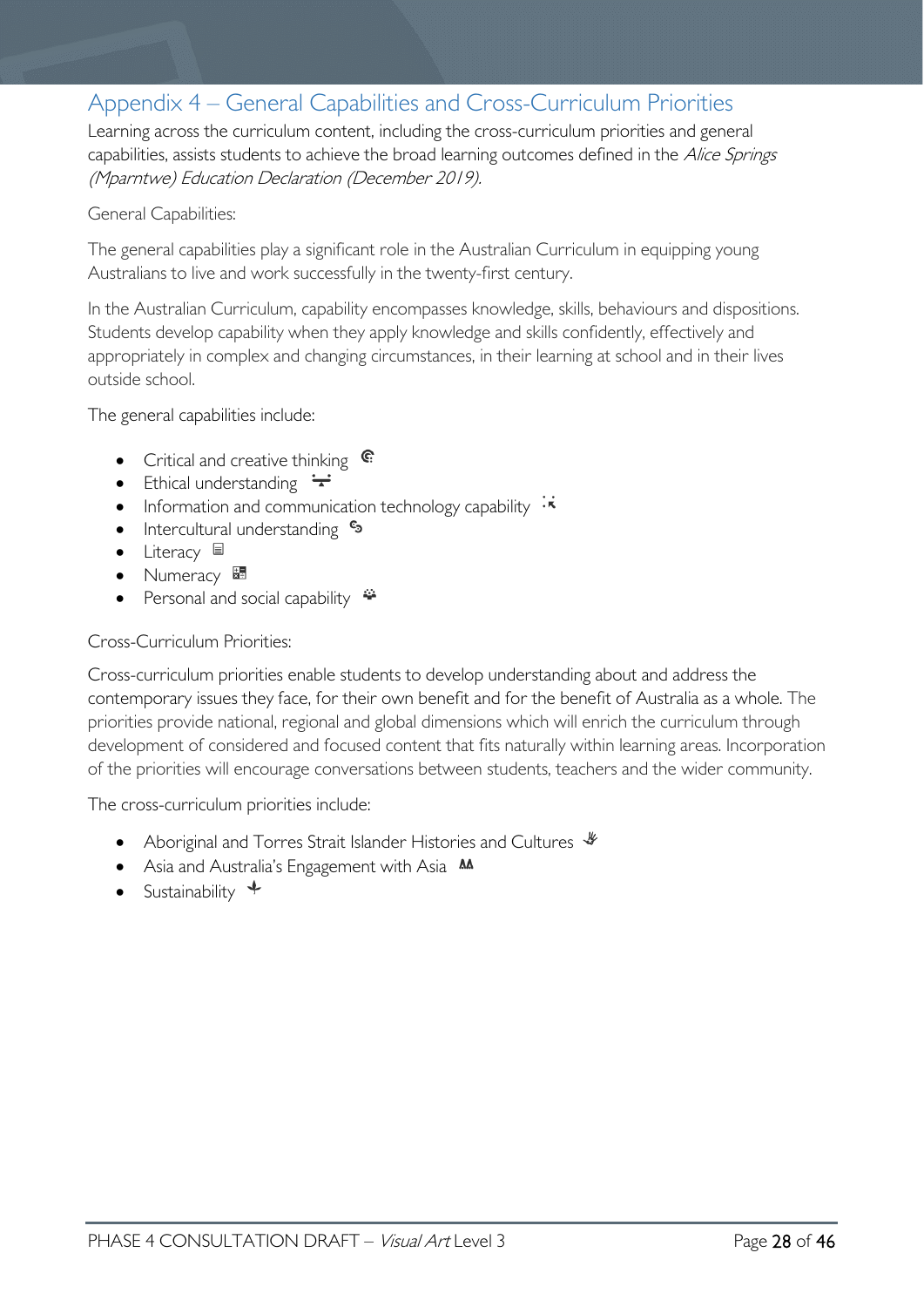## Appendix 4 – General Capabilities and Cross-Curriculum Priorities

Learning across the curriculum content, including the cross-curriculum priorities and general capabilities, assists students to achieve the broad learning outcomes defined in the *Alice Springs (Mparntwe) Education Declaration (December 2019).*

General Capabilities:

The general capabilities play a significant role in the Australian Curriculum in equipping young Australians to live and work successfully in the twenty-first century.

In the Australian Curriculum, capability encompasses knowledge, skills, behaviours and dispositions. Students develop capability when they apply knowledge and skills confidently, effectively and appropriately in complex and changing circumstances, in their learning at school and in their lives outside school.

The general capabilities include:

- Critical and creative thinking
- Ethical understanding
- Information and communication technology capability
- Intercultural understanding
- Literacy
- Numeracy
- Personal and social capability

Cross-Curriculum Priorities:

Cross-curriculum priorities enable students to develop understanding about and address the contemporary issues they face, for their own benefit and for the benefit of Australia as a whole. The priorities provide national, regional and global dimensions which will enrich the curriculum through development of considered and focused content that fits naturally within learning areas. Incorporation of the priorities will encourage conversations between students, teachers and the wider community.

The cross-curriculum priorities include:

- Aboriginal and Torres Strait Islander Histories and Cultures
- Asia and Australia's Engagement with Asia
- Sustainability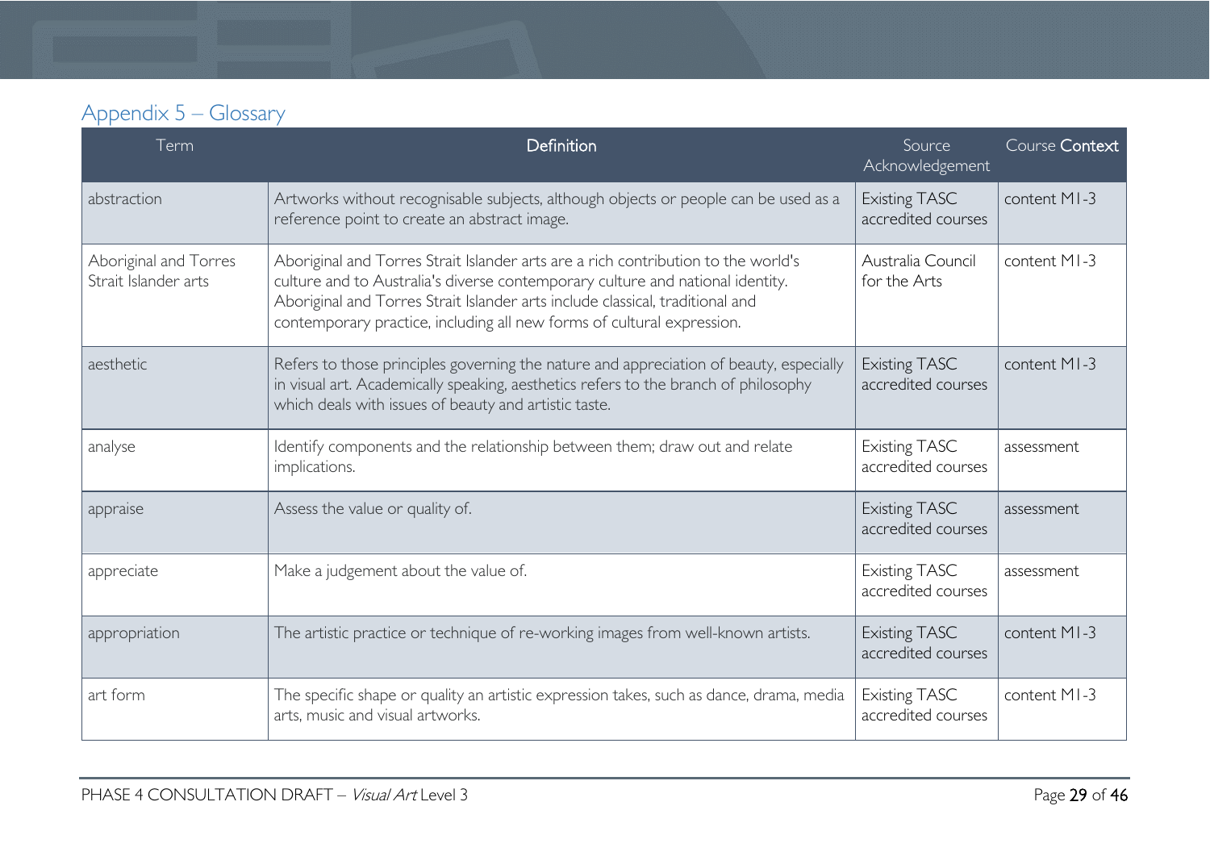## Appendix 5 – Glossary

| Term | Definition | Source Acknowledgement | Course Context |
|---|---|---|---|
| abstraction | Artworks without recognisable subjects, although objects or people can be used as a reference point to create an abstract image. | Existing TASC accredited courses | content M1-3 |
| Aboriginal and Torres Strait Islander arts | Aboriginal and Torres Strait Islander arts are a rich contribution to the world's culture and to Australia's diverse contemporary culture and national identity. Aboriginal and Torres Strait Islander arts include classical, traditional and contemporary practice, including all new forms of cultural expression. | Australia Council for the Arts | content M1-3 |
| aesthetic | Refers to those principles governing the nature and appreciation of beauty, especially in visual art. Academically speaking, aesthetics refers to the branch of philosophy which deals with issues of beauty and artistic taste. | Existing TASC accredited courses | content M1-3 |
| analyse | Identify components and the relationship between them; draw out and relate implications. | Existing TASC accredited courses | assessment |
| appraise | Assess the value or quality of. | Existing TASC accredited courses | assessment |
| appreciate | Make a judgement about the value of. | Existing TASC accredited courses | assessment |
| appropriation | The artistic practice or technique of re-working images from well-known artists. | Existing TASC accredited courses | content M1-3 |
| art form | The specific shape or quality an artistic expression takes, such as dance, drama, media arts, music and visual artworks. | Existing TASC accredited courses | content M1-3 |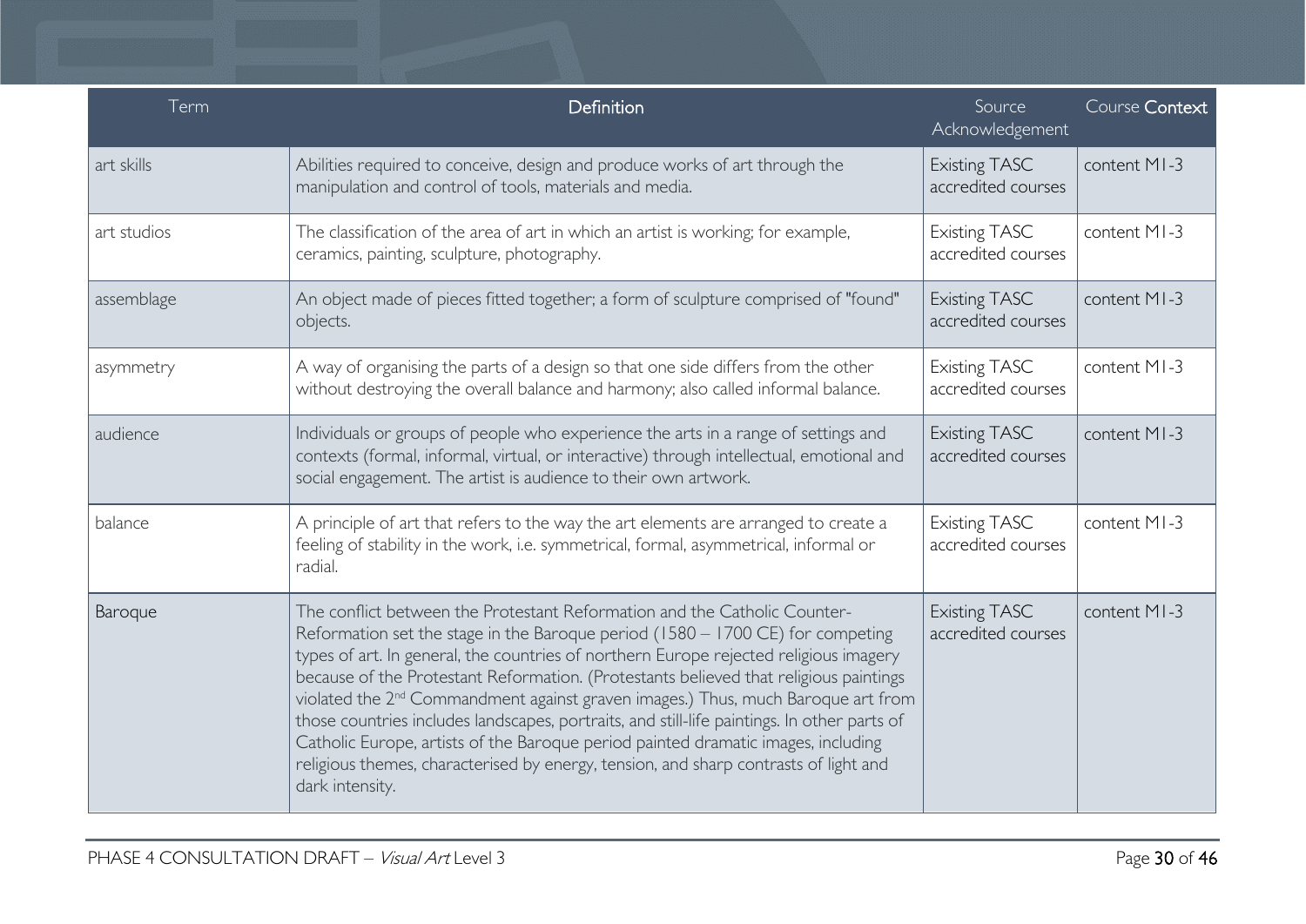| Term | Definition | Source Acknowledgement | Course Context |
|---|---|---|---|
| art skills | Abilities required to conceive, design and produce works of art through the manipulation and control of tools, materials and media. | Existing TASC accredited courses | content M1-3 |
| art studios | The classification of the area of art in which an artist is working; for example, ceramics, painting, sculpture, photography. | Existing TASC accredited courses | content M1-3 |
| assemblage | An object made of pieces fitted together; a form of sculpture comprised of "found" objects. | Existing TASC accredited courses | content M1-3 |
| asymmetry | A way of organising the parts of a design so that one side differs from the other without destroying the overall balance and harmony; also called informal balance. | Existing TASC accredited courses | content M1-3 |
| audience | Individuals or groups of people who experience the arts in a range of settings and contexts (formal, informal, virtual, or interactive) through intellectual, emotional and social engagement. The artist is audience to their own artwork. | Existing TASC accredited courses | content M1-3 |
| balance | A principle of art that refers to the way the art elements are arranged to create a feeling of stability in the work, i.e. symmetrical, formal, asymmetrical, informal or radial. | Existing TASC accredited courses | content M1-3 |
| Baroque | The conflict between the Protestant Reformation and the Catholic Counter-Reformation set the stage in the Baroque period (1580 – 1700 CE) for competing types of art. In general, the countries of northern Europe rejected religious imagery because of the Protestant Reformation. (Protestants believed that religious paintings violated the 2nd Commandment against graven images.) Thus, much Baroque art from those countries includes landscapes, portraits, and still-life paintings. In other parts of Catholic Europe, artists of the Baroque period painted dramatic images, including religious themes, characterised by energy, tension, and sharp contrasts of light and dark intensity. | Existing TASC accredited courses | content M1-3 |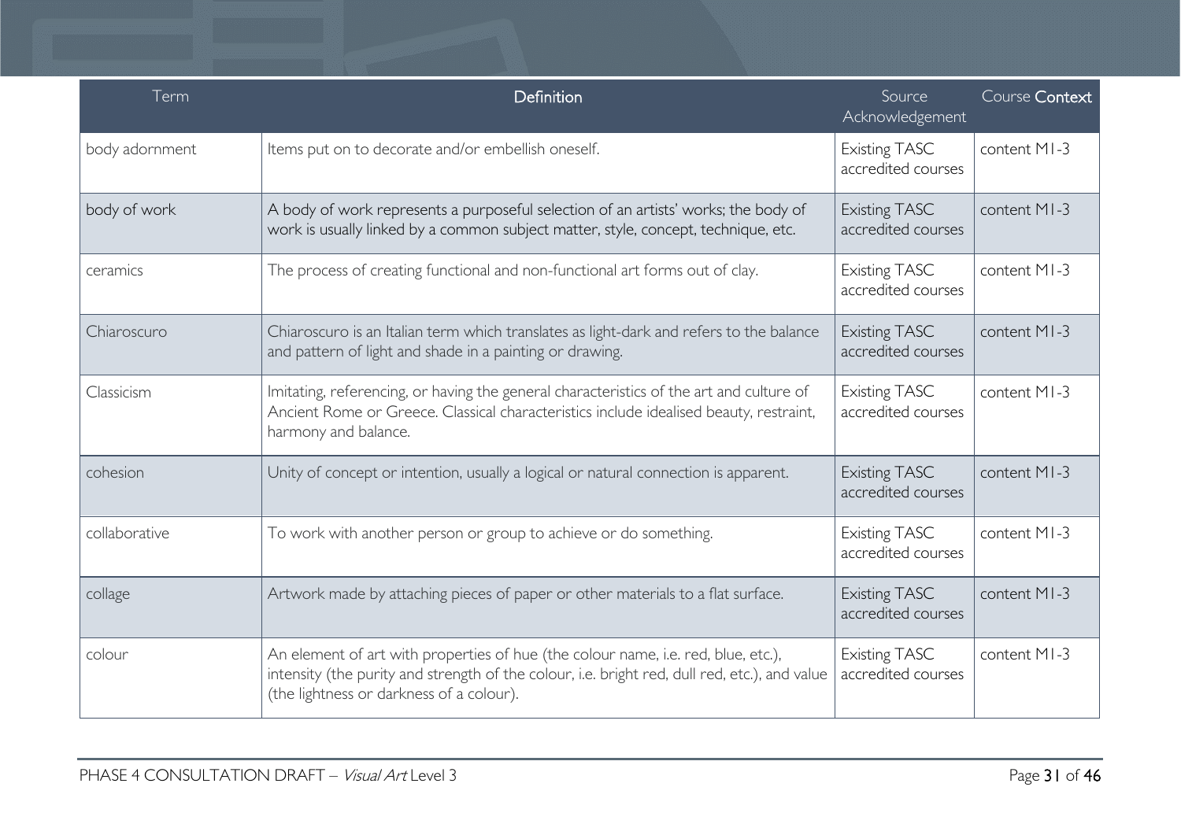| Term | Definition | Source Acknowledgement | Course Context |
|---|---|---|---|
| body adornment | Items put on to decorate and/or embellish oneself. | Existing TASC accredited courses | content M1-3 |
| body of work | A body of work represents a purposeful selection of an artists' works; the body of work is usually linked by a common subject matter, style, concept, technique, etc. | Existing TASC accredited courses | content M1-3 |
| ceramics | The process of creating functional and non-functional art forms out of clay. | Existing TASC accredited courses | content M1-3 |
| Chiaroscuro | Chiaroscuro is an Italian term which translates as light-dark and refers to the balance and pattern of light and shade in a painting or drawing. | Existing TASC accredited courses | content M1-3 |
| Classicism | Imitating, referencing, or having the general characteristics of the art and culture of Ancient Rome or Greece. Classical characteristics include idealised beauty, restraint, harmony and balance. | Existing TASC accredited courses | content M1-3 |
| cohesion | Unity of concept or intention, usually a logical or natural connection is apparent. | Existing TASC accredited courses | content M1-3 |
| collaborative | To work with another person or group to achieve or do something. | Existing TASC accredited courses | content M1-3 |
| collage | Artwork made by attaching pieces of paper or other materials to a flat surface. | Existing TASC accredited courses | content M1-3 |
| colour | An element of art with properties of hue (the colour name, i.e. red, blue, etc.), intensity (the purity and strength of the colour, i.e. bright red, dull red, etc.), and value (the lightness or darkness of a colour). | Existing TASC accredited courses | content M1-3 |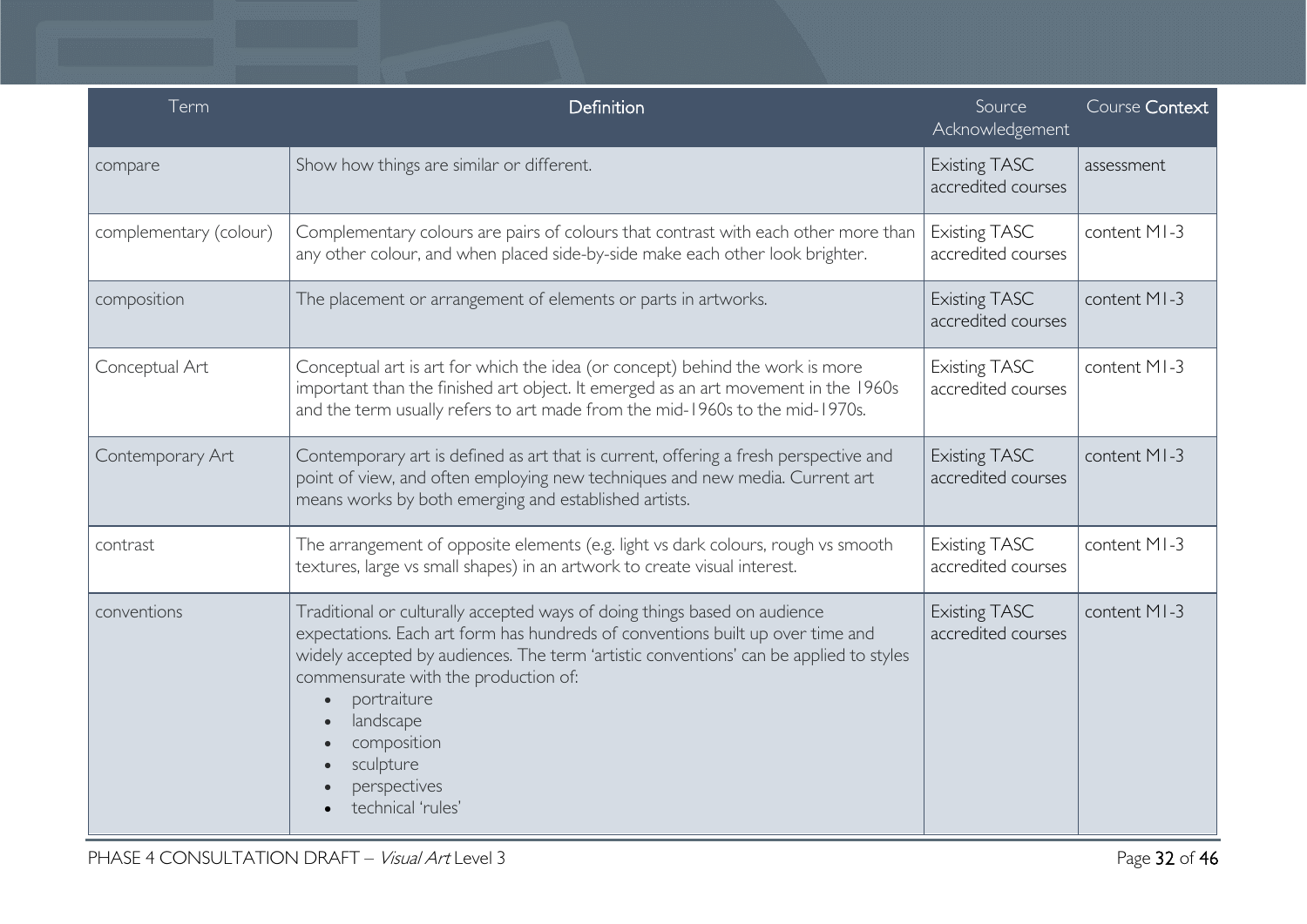| Term | Definition | Source Acknowledgement | Course Context |
|---|---|---|---|
| compare | Show how things are similar or different. | Existing TASC accredited courses | assessment |
| complementary (colour) | Complementary colours are pairs of colours that contrast with each other more than any other colour, and when placed side-by-side make each other look brighter. | Existing TASC accredited courses | content M1-3 |
| composition | The placement or arrangement of elements or parts in artworks. | Existing TASC accredited courses | content M1-3 |
| Conceptual Art | Conceptual art is art for which the idea (or concept) behind the work is more important than the finished art object. It emerged as an art movement in the 1960s and the term usually refers to art made from the mid-1960s to the mid-1970s. | Existing TASC accredited courses | content M1-3 |
| Contemporary Art | Contemporary art is defined as art that is current, offering a fresh perspective and point of view, and often employing new techniques and new media. Current art means works by both emerging and established artists. | Existing TASC accredited courses | content M1-3 |
| contrast | The arrangement of opposite elements (e.g. light vs dark colours, rough vs smooth textures, large vs small shapes) in an artwork to create visual interest. | Existing TASC accredited courses | content M1-3 |
| conventions | Traditional or culturally accepted ways of doing things based on audience expectations. Each art form has hundreds of conventions built up over time and widely accepted by audiences. The term 'artistic conventions' can be applied to styles commensurate with the production of:<br>• portraiture<br>• landscape<br>• composition<br>• sculpture<br>• perspectives<br>• technical 'rules' | Existing TASC accredited courses | content M1-3 |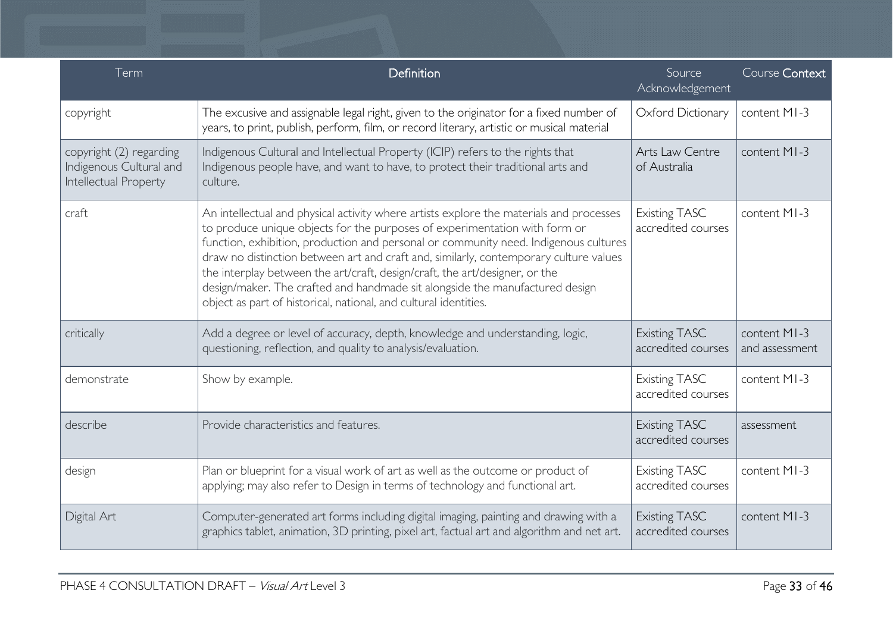| Term | Definition | Source Acknowledgement | Course Context |
|---|---|---|---|
| copyright | The excusive and assignable legal right, given to the originator for a fixed number of years, to print, publish, perform, film, or record literary, artistic or musical material | Oxford Dictionary | content M1-3 |
| copyright (2) regarding Indigenous Cultural and Intellectual Property | Indigenous Cultural and Intellectual Property (ICIP) refers to the rights that Indigenous people have, and want to have, to protect their traditional arts and culture. | Arts Law Centre of Australia | content M1-3 |
| craft | An intellectual and physical activity where artists explore the materials and processes to produce unique objects for the purposes of experimentation with form or function, exhibition, production and personal or community need. Indigenous cultures draw no distinction between art and craft and, similarly, contemporary culture values the interplay between the art/craft, design/craft, the art/designer, or the design/maker. The crafted and handmade sit alongside the manufactured design object as part of historical, national, and cultural identities. | Existing TASC accredited courses | content M1-3 |
| critically | Add a degree or level of accuracy, depth, knowledge and understanding, logic, questioning, reflection, and quality to analysis/evaluation. | Existing TASC accredited courses | content M1-3 and assessment |
| demonstrate | Show by example. | Existing TASC accredited courses | content M1-3 |
| describe | Provide characteristics and features. | Existing TASC accredited courses | assessment |
| design | Plan or blueprint for a visual work of art as well as the outcome or product of applying; may also refer to Design in terms of technology and functional art. | Existing TASC accredited courses | content M1-3 |
| Digital Art | Computer-generated art forms including digital imaging, painting and drawing with a graphics tablet, animation, 3D printing, pixel art, factual art and algorithm and net art. | Existing TASC accredited courses | content M1-3 |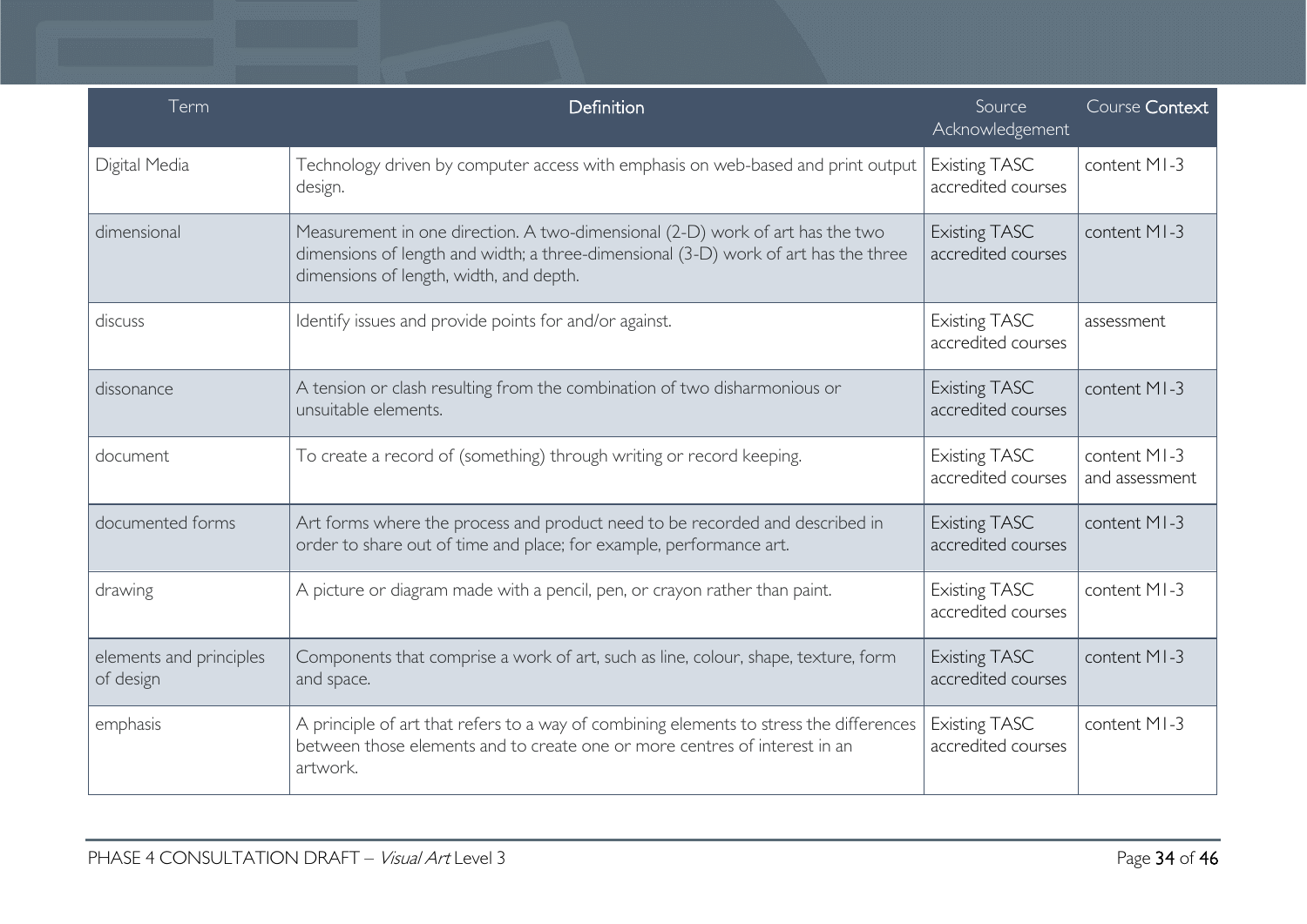| Term | Definition | Source Acknowledgement | Course Context |
|---|---|---|---|
| Digital Media | Technology driven by computer access with emphasis on web-based and print output design. | Existing TASC accredited courses | content M1-3 |
| dimensional | Measurement in one direction. A two-dimensional (2-D) work of art has the two dimensions of length and width; a three-dimensional (3-D) work of art has the three dimensions of length, width, and depth. | Existing TASC accredited courses | content M1-3 |
| discuss | Identify issues and provide points for and/or against. | Existing TASC accredited courses | assessment |
| dissonance | A tension or clash resulting from the combination of two disharmonious or unsuitable elements. | Existing TASC accredited courses | content M1-3 |
| document | To create a record of (something) through writing or record keeping. | Existing TASC accredited courses | content M1-3 and assessment |
| documented forms | Art forms where the process and product need to be recorded and described in order to share out of time and place; for example, performance art. | Existing TASC accredited courses | content M1-3 |
| drawing | A picture or diagram made with a pencil, pen, or crayon rather than paint. | Existing TASC accredited courses | content M1-3 |
| elements and principles of design | Components that comprise a work of art, such as line, colour, shape, texture, form and space. | Existing TASC accredited courses | content M1-3 |
| emphasis | A principle of art that refers to a way of combining elements to stress the differences between those elements and to create one or more centres of interest in an artwork. | Existing TASC accredited courses | content M1-3 |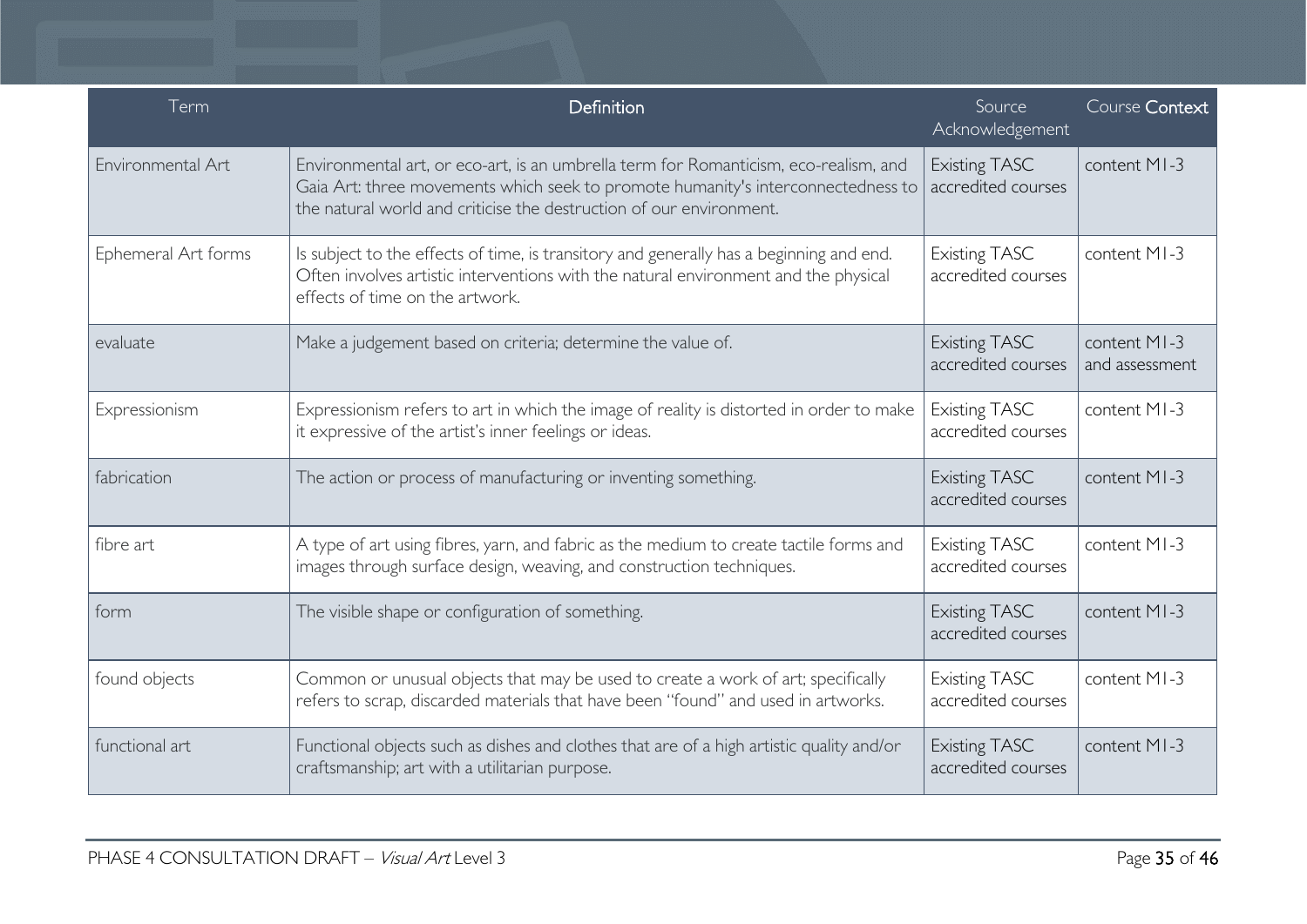| Term | Definition | Source Acknowledgement | Course Context |
|---|---|---|---|
| Environmental Art | Environmental art, or eco-art, is an umbrella term for Romanticism, eco-realism, and Gaia Art: three movements which seek to promote humanity's interconnectedness to the natural world and criticise the destruction of our environment. | Existing TASC accredited courses | content M1-3 |
| Ephemeral Art forms | Is subject to the effects of time, is transitory and generally has a beginning and end. Often involves artistic interventions with the natural environment and the physical effects of time on the artwork. | Existing TASC accredited courses | content M1-3 |
| evaluate | Make a judgement based on criteria; determine the value of. | Existing TASC accredited courses | content M1-3 and assessment |
| Expressionism | Expressionism refers to art in which the image of reality is distorted in order to make it expressive of the artist's inner feelings or ideas. | Existing TASC accredited courses | content M1-3 |
| fabrication | The action or process of manufacturing or inventing something. | Existing TASC accredited courses | content M1-3 |
| fibre art | A type of art using fibres, yarn, and fabric as the medium to create tactile forms and images through surface design, weaving, and construction techniques. | Existing TASC accredited courses | content M1-3 |
| form | The visible shape or configuration of something. | Existing TASC accredited courses | content M1-3 |
| found objects | Common or unusual objects that may be used to create a work of art; specifically refers to scrap, discarded materials that have been "found" and used in artworks. | Existing TASC accredited courses | content M1-3 |
| functional art | Functional objects such as dishes and clothes that are of a high artistic quality and/or craftsmanship; art with a utilitarian purpose. | Existing TASC accredited courses | content M1-3 |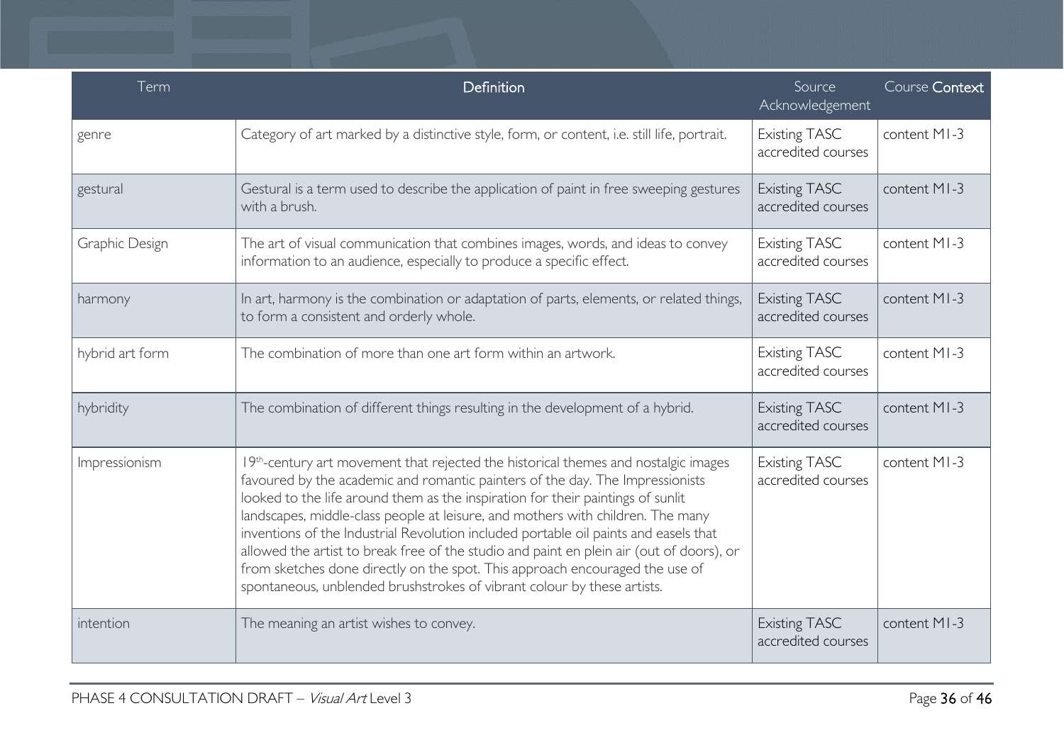| Term | Definition | Source Acknowledgement | Course Context |
|---|---|---|---|
| genre | Category of art marked by a distinctive style, form, or content, i.e. still life, portrait. | Existing TASC accredited courses | content M1-3 |
| gestural | Gestural is a term used to describe the application of paint in free sweeping gestures with a brush. | Existing TASC accredited courses | content M1-3 |
| Graphic Design | The art of visual communication that combines images, words, and ideas to convey information to an audience, especially to produce a specific effect. | Existing TASC accredited courses | content M1-3 |
| harmony | In art, harmony is the combination or adaptation of parts, elements, or related things, to form a consistent and orderly whole. | Existing TASC accredited courses | content M1-3 |
| hybrid art form | The combination of more than one art form within an artwork. | Existing TASC accredited courses | content M1-3 |
| hybridity | The combination of different things resulting in the development of a hybrid. | Existing TASC accredited courses | content M1-3 |
| Impressionism | 19th-century art movement that rejected the historical themes and nostalgic images favoured by the academic and romantic painters of the day. The Impressionists looked to the life around them as the inspiration for their paintings of sunlit landscapes, middle-class people at leisure, and mothers with children. The many inventions of the Industrial Revolution included portable oil paints and easels that allowed the artist to break free of the studio and paint en plein air (out of doors), or from sketches done directly on the spot. This approach encouraged the use of spontaneous, unblended brushstrokes of vibrant colour by these artists. | Existing TASC accredited courses | content M1-3 |
| intention | The meaning an artist wishes to convey. | Existing TASC accredited courses | content M1-3 |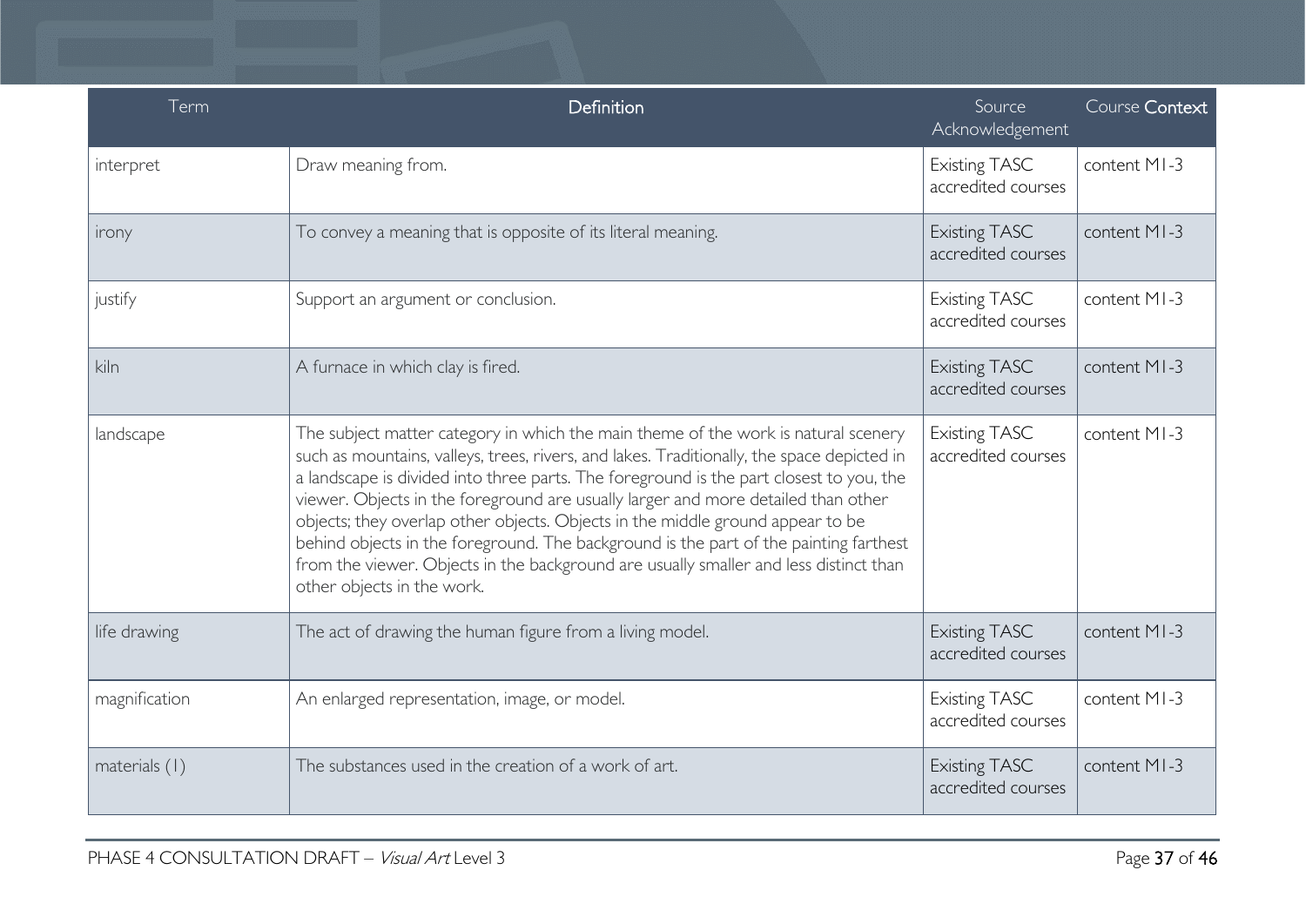| Term | Definition | Source Acknowledgement | Course Context |
|---|---|---|---|
| interpret | Draw meaning from. | Existing TASC accredited courses | content M1-3 |
| irony | To convey a meaning that is opposite of its literal meaning. | Existing TASC accredited courses | content M1-3 |
| justify | Support an argument or conclusion. | Existing TASC accredited courses | content M1-3 |
| kiln | A furnace in which clay is fired. | Existing TASC accredited courses | content M1-3 |
| landscape | The subject matter category in which the main theme of the work is natural scenery such as mountains, valleys, trees, rivers, and lakes. Traditionally, the space depicted in a landscape is divided into three parts. The foreground is the part closest to you, the viewer. Objects in the foreground are usually larger and more detailed than other objects; they overlap other objects. Objects in the middle ground appear to be behind objects in the foreground. The background is the part of the painting farthest from the viewer. Objects in the background are usually smaller and less distinct than other objects in the work. | Existing TASC accredited courses | content M1-3 |
| life drawing | The act of drawing the human figure from a living model. | Existing TASC accredited courses | content M1-3 |
| magnification | An enlarged representation, image, or model. | Existing TASC accredited courses | content M1-3 |
| materials (1) | The substances used in the creation of a work of art. | Existing TASC accredited courses | content M1-3 |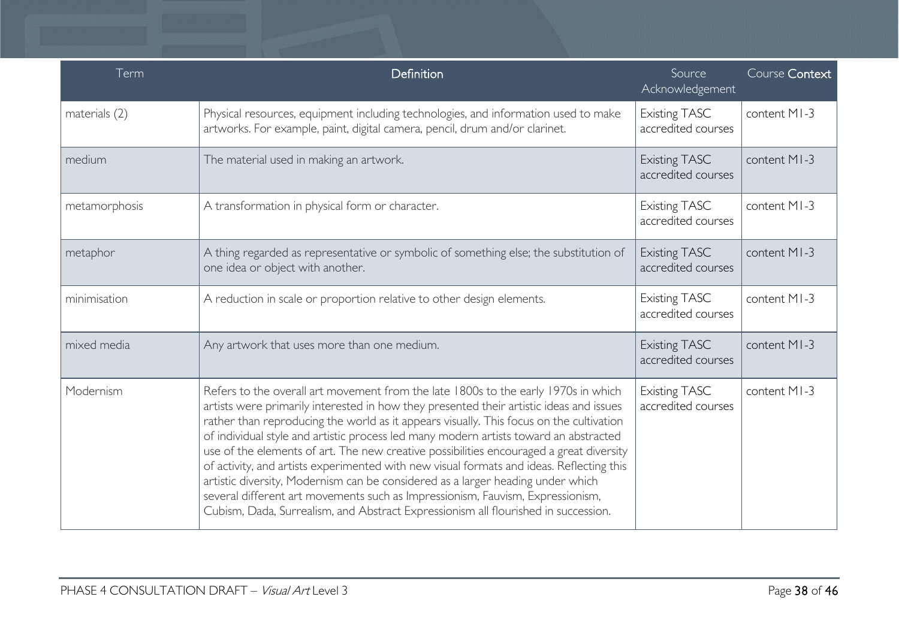| Term | Definition | Source Acknowledgement | Course Context |
| --- | --- | --- | --- |
| materials (2) | Physical resources, equipment including technologies, and information used to make artworks. For example, paint, digital camera, pencil, drum and/or clarinet. | Existing TASC accredited courses | content M1-3 |
| medium | The material used in making an artwork. | Existing TASC accredited courses | content M1-3 |
| metamorphosis | A transformation in physical form or character. | Existing TASC accredited courses | content M1-3 |
| metaphor | A thing regarded as representative or symbolic of something else; the substitution of one idea or object with another. | Existing TASC accredited courses | content M1-3 |
| minimisation | A reduction in scale or proportion relative to other design elements. | Existing TASC accredited courses | content M1-3 |
| mixed media | Any artwork that uses more than one medium. | Existing TASC accredited courses | content M1-3 |
| Modernism | Refers to the overall art movement from the late 1800s to the early 1970s in which artists were primarily interested in how they presented their artistic ideas and issues rather than reproducing the world as it appears visually. This focus on the cultivation of individual style and artistic process led many modern artists toward an abstracted use of the elements of art. The new creative possibilities encouraged a great diversity of activity, and artists experimented with new visual formats and ideas. Reflecting this artistic diversity, Modernism can be considered as a larger heading under which several different art movements such as Impressionism, Fauvism, Expressionism, Cubism, Dada, Surrealism, and Abstract Expressionism all flourished in succession. | Existing TASC accredited courses | content M1-3 |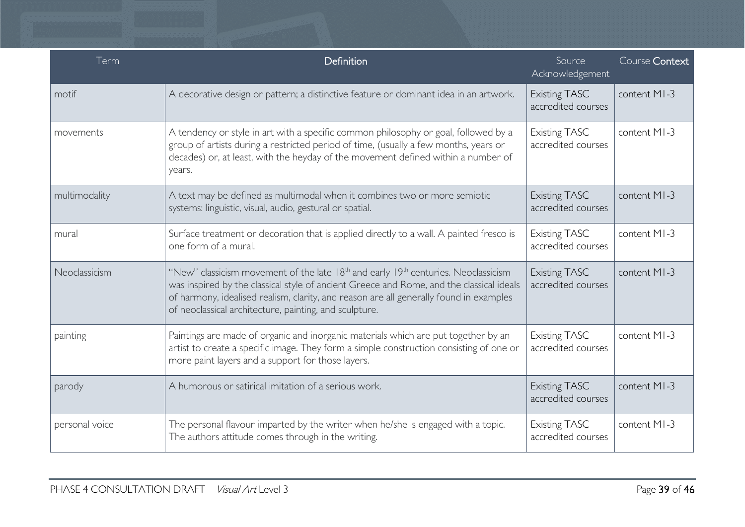| Term | Definition | Source Acknowledgement | Course Context |
| --- | --- | --- | --- |
| motif | A decorative design or pattern; a distinctive feature or dominant idea in an artwork. | Existing TASC accredited courses | content M1-3 |
| movements | A tendency or style in art with a specific common philosophy or goal, followed by a group of artists during a restricted period of time, (usually a few months, years or decades) or, at least, with the heyday of the movement defined within a number of years. | Existing TASC accredited courses | content M1-3 |
| multimodality | A text may be defined as multimodal when it combines two or more semiotic systems: linguistic, visual, audio, gestural or spatial. | Existing TASC accredited courses | content M1-3 |
| mural | Surface treatment or decoration that is applied directly to a wall. A painted fresco is one form of a mural. | Existing TASC accredited courses | content M1-3 |
| Neoclassicism | "New" classicism movement of the late 18th and early 19th centuries. Neoclassicism was inspired by the classical style of ancient Greece and Rome, and the classical ideals of harmony, idealised realism, clarity, and reason are all generally found in examples of neoclassical architecture, painting, and sculpture. | Existing TASC accredited courses | content M1-3 |
| painting | Paintings are made of organic and inorganic materials which are put together by an artist to create a specific image. They form a simple construction consisting of one or more paint layers and a support for those layers. | Existing TASC accredited courses | content M1-3 |
| parody | A humorous or satirical imitation of a serious work. | Existing TASC accredited courses | content M1-3 |
| personal voice | The personal flavour imparted by the writer when he/she is engaged with a topic. The authors attitude comes through in the writing. | Existing TASC accredited courses | content M1-3 |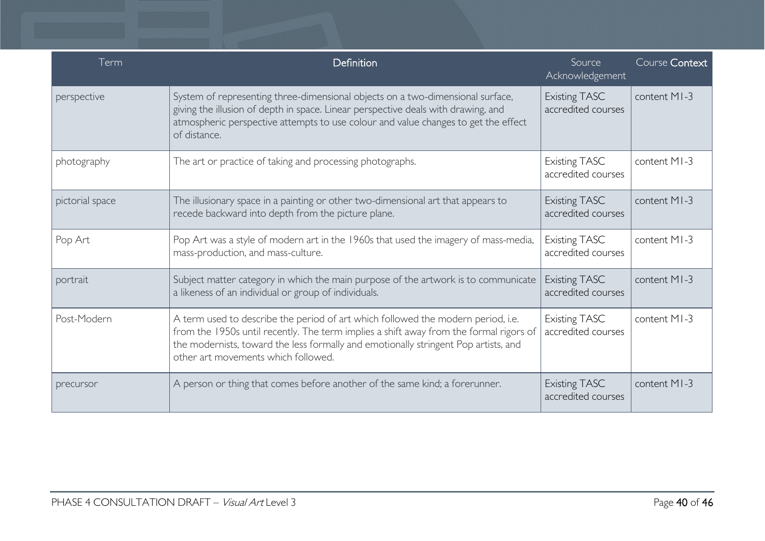| Term | Definition | Source Acknowledgement | Course Context |
| --- | --- | --- | --- |
| perspective | System of representing three-dimensional objects on a two-dimensional surface, giving the illusion of depth in space. Linear perspective deals with drawing, and atmospheric perspective attempts to use colour and value changes to get the effect of distance. | Existing TASC accredited courses | content M1-3 |
| photography | The art or practice of taking and processing photographs. | Existing TASC accredited courses | content M1-3 |
| pictorial space | The illusionary space in a painting or other two-dimensional art that appears to recede backward into depth from the picture plane. | Existing TASC accredited courses | content M1-3 |
| Pop Art | Pop Art was a style of modern art in the 1960s that used the imagery of mass-media, mass-production, and mass-culture. | Existing TASC accredited courses | content M1-3 |
| portrait | Subject matter category in which the main purpose of the artwork is to communicate a likeness of an individual or group of individuals. | Existing TASC accredited courses | content M1-3 |
| Post-Modern | A term used to describe the period of art which followed the modern period, i.e. from the 1950s until recently. The term implies a shift away from the formal rigors of the modernists, toward the less formally and emotionally stringent Pop artists, and other art movements which followed. | Existing TASC accredited courses | content M1-3 |
| precursor | A person or thing that comes before another of the same kind; a forerunner. | Existing TASC accredited courses | content M1-3 |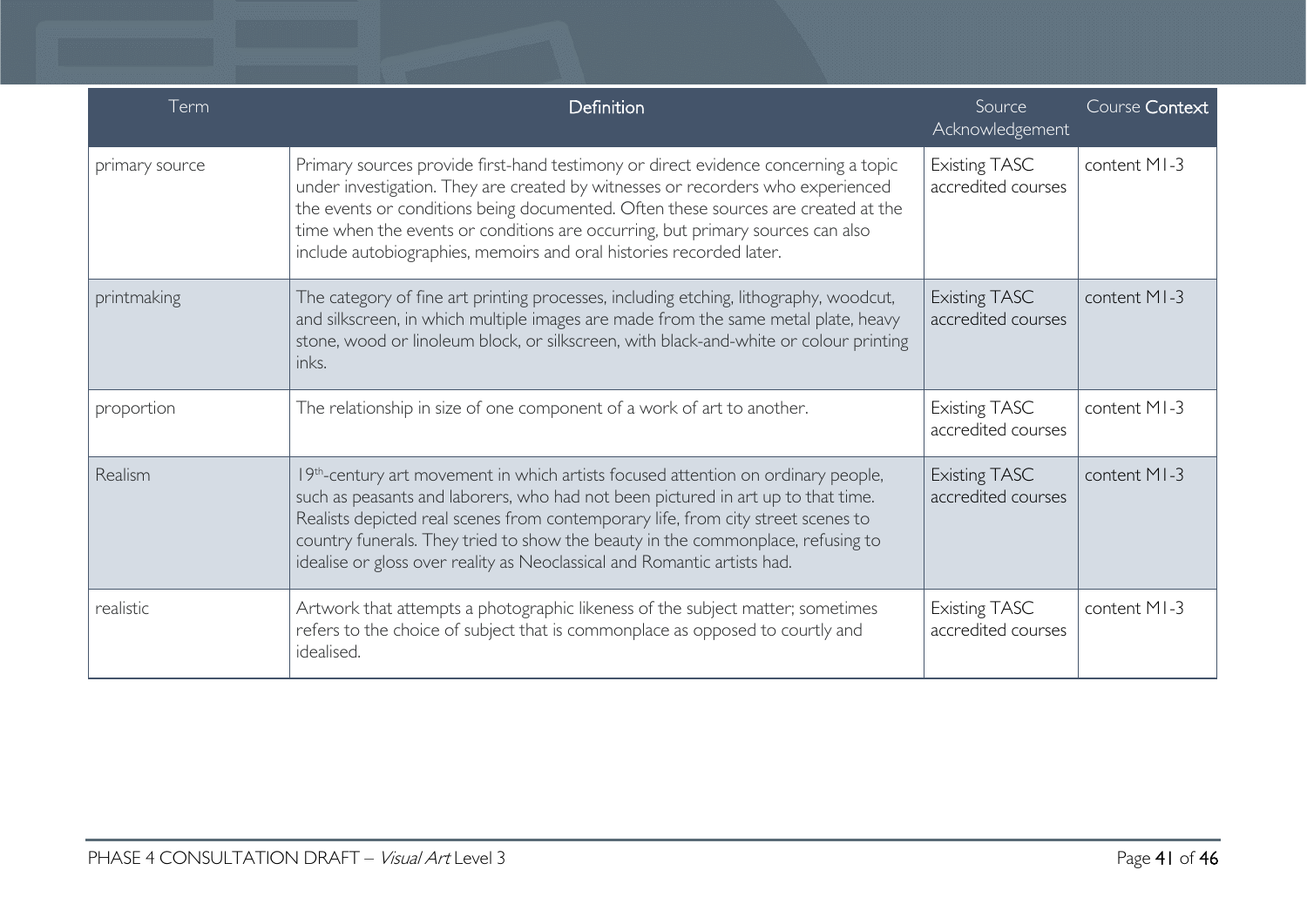| Term | Definition | Source Acknowledgement | Course Context |
| --- | --- | --- | --- |
| primary source | Primary sources provide first-hand testimony or direct evidence concerning a topic under investigation. They are created by witnesses or recorders who experienced the events or conditions being documented. Often these sources are created at the time when the events or conditions are occurring, but primary sources can also include autobiographies, memoirs and oral histories recorded later. | Existing TASC accredited courses | content M1-3 |
| printmaking | The category of fine art printing processes, including etching, lithography, woodcut, and silkscreen, in which multiple images are made from the same metal plate, heavy stone, wood or linoleum block, or silkscreen, with black-and-white or colour printing inks. | Existing TASC accredited courses | content M1-3 |
| proportion | The relationship in size of one component of a work of art to another. | Existing TASC accredited courses | content M1-3 |
| Realism | 19th-century art movement in which artists focused attention on ordinary people, such as peasants and laborers, who had not been pictured in art up to that time. Realists depicted real scenes from contemporary life, from city street scenes to country funerals. They tried to show the beauty in the commonplace, refusing to idealise or gloss over reality as Neoclassical and Romantic artists had. | Existing TASC accredited courses | content M1-3 |
| realistic | Artwork that attempts a photographic likeness of the subject matter; sometimes refers to the choice of subject that is commonplace as opposed to courtly and idealised. | Existing TASC accredited courses | content M1-3 |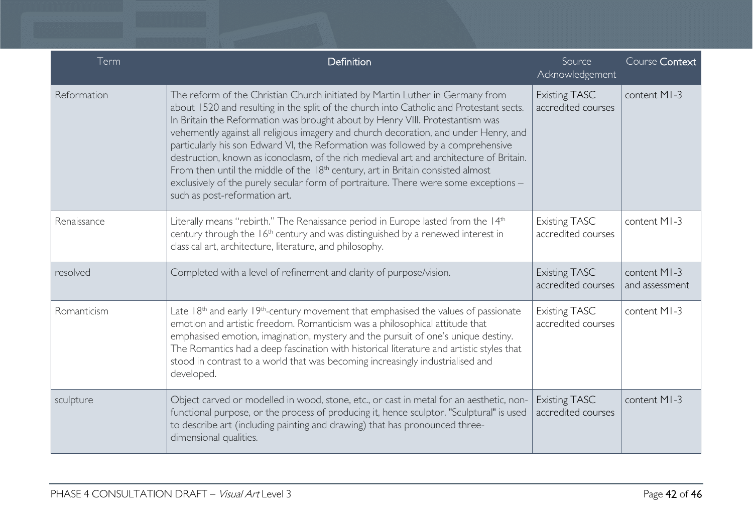| Term | Definition | Source Acknowledgement | Course Context |
|---|---|---|---|
| Reformation | The reform of the Christian Church initiated by Martin Luther in Germany from about 1520 and resulting in the split of the church into Catholic and Protestant sects. In Britain the Reformation was brought about by Henry VIII. Protestantism was vehemently against all religious imagery and church decoration, and under Henry, and particularly his son Edward VI, the Reformation was followed by a comprehensive destruction, known as iconoclasm, of the rich medieval art and architecture of Britain. From then until the middle of the 18th century, art in Britain consisted almost exclusively of the purely secular form of portraiture. There were some exceptions – such as post-reformation art. | Existing TASC accredited courses | content M1-3 |
| Renaissance | Literally means "rebirth." The Renaissance period in Europe lasted from the 14th century through the 16th century and was distinguished by a renewed interest in classical art, architecture, literature, and philosophy. | Existing TASC accredited courses | content M1-3 |
| resolved | Completed with a level of refinement and clarity of purpose/vision. | Existing TASC accredited courses | content M1-3 and assessment |
| Romanticism | Late 18th and early 19th-century movement that emphasised the values of passionate emotion and artistic freedom. Romanticism was a philosophical attitude that emphasised emotion, imagination, mystery and the pursuit of one's unique destiny. The Romantics had a deep fascination with historical literature and artistic styles that stood in contrast to a world that was becoming increasingly industrialised and developed. | Existing TASC accredited courses | content M1-3 |
| sculpture | Object carved or modelled in wood, stone, etc., or cast in metal for an aesthetic, non-functional purpose, or the process of producing it, hence sculptor. "Sculptural" is used to describe art (including painting and drawing) that has pronounced three-dimensional qualities. | Existing TASC accredited courses | content M1-3 |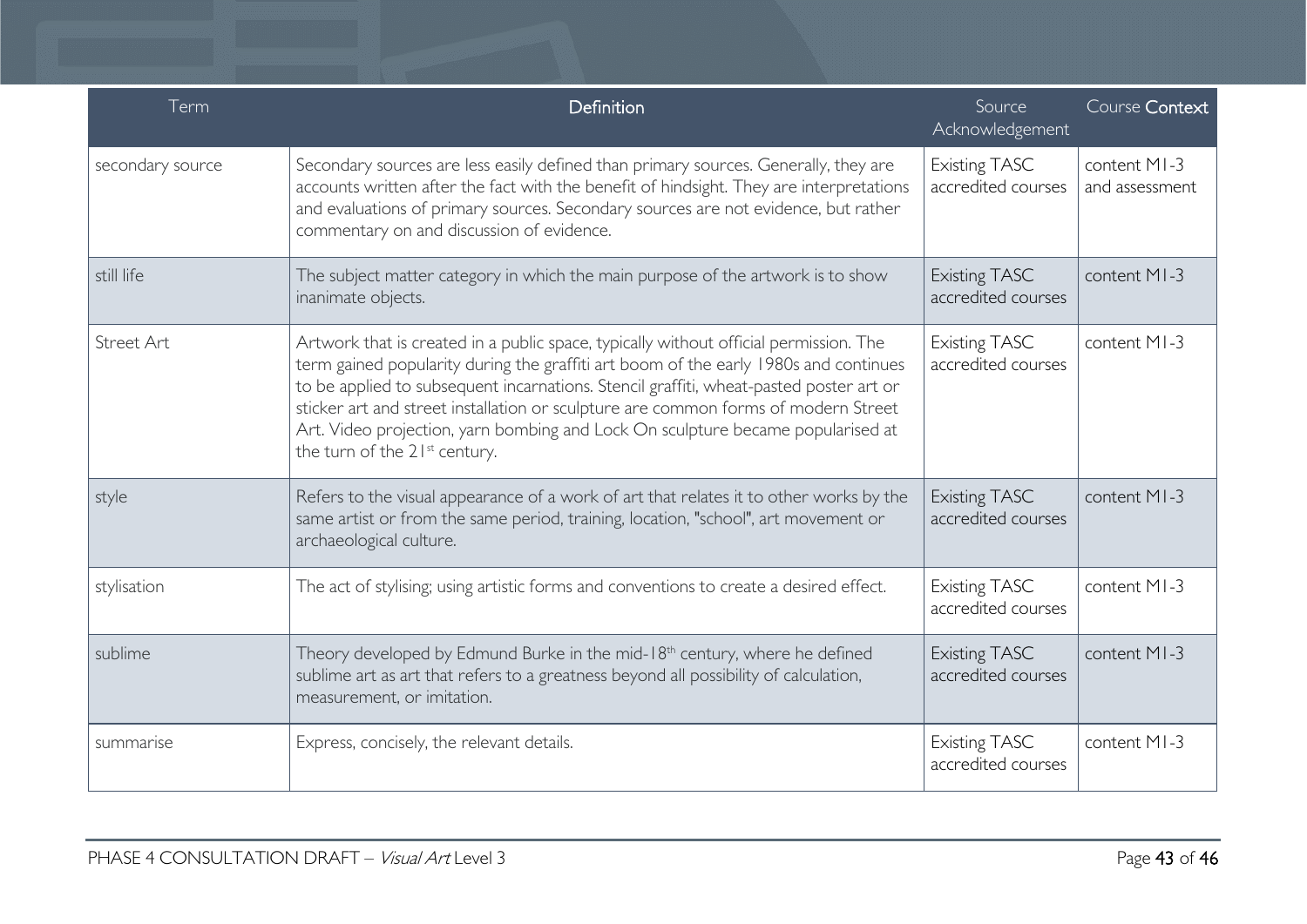| Term | Definition | Source Acknowledgement | Course Context |
|---|---|---|---|
| secondary source | Secondary sources are less easily defined than primary sources. Generally, they are accounts written after the fact with the benefit of hindsight. They are interpretations and evaluations of primary sources. Secondary sources are not evidence, but rather commentary on and discussion of evidence. | Existing TASC accredited courses | content M1-3 and assessment |
| still life | The subject matter category in which the main purpose of the artwork is to show inanimate objects. | Existing TASC accredited courses | content M1-3 |
| Street Art | Artwork that is created in a public space, typically without official permission. The term gained popularity during the graffiti art boom of the early 1980s and continues to be applied to subsequent incarnations. Stencil graffiti, wheat-pasted poster art or sticker art and street installation or sculpture are common forms of modern Street Art. Video projection, yarn bombing and Lock On sculpture became popularised at the turn of the 21st century. | Existing TASC accredited courses | content M1-3 |
| style | Refers to the visual appearance of a work of art that relates it to other works by the same artist or from the same period, training, location, "school", art movement or archaeological culture. | Existing TASC accredited courses | content M1-3 |
| stylisation | The act of stylising; using artistic forms and conventions to create a desired effect. | Existing TASC accredited courses | content M1-3 |
| sublime | Theory developed by Edmund Burke in the mid-18th century, where he defined sublime art as art that refers to a greatness beyond all possibility of calculation, measurement, or imitation. | Existing TASC accredited courses | content M1-3 |
| summarise | Express, concisely, the relevant details. | Existing TASC accredited courses | content M1-3 |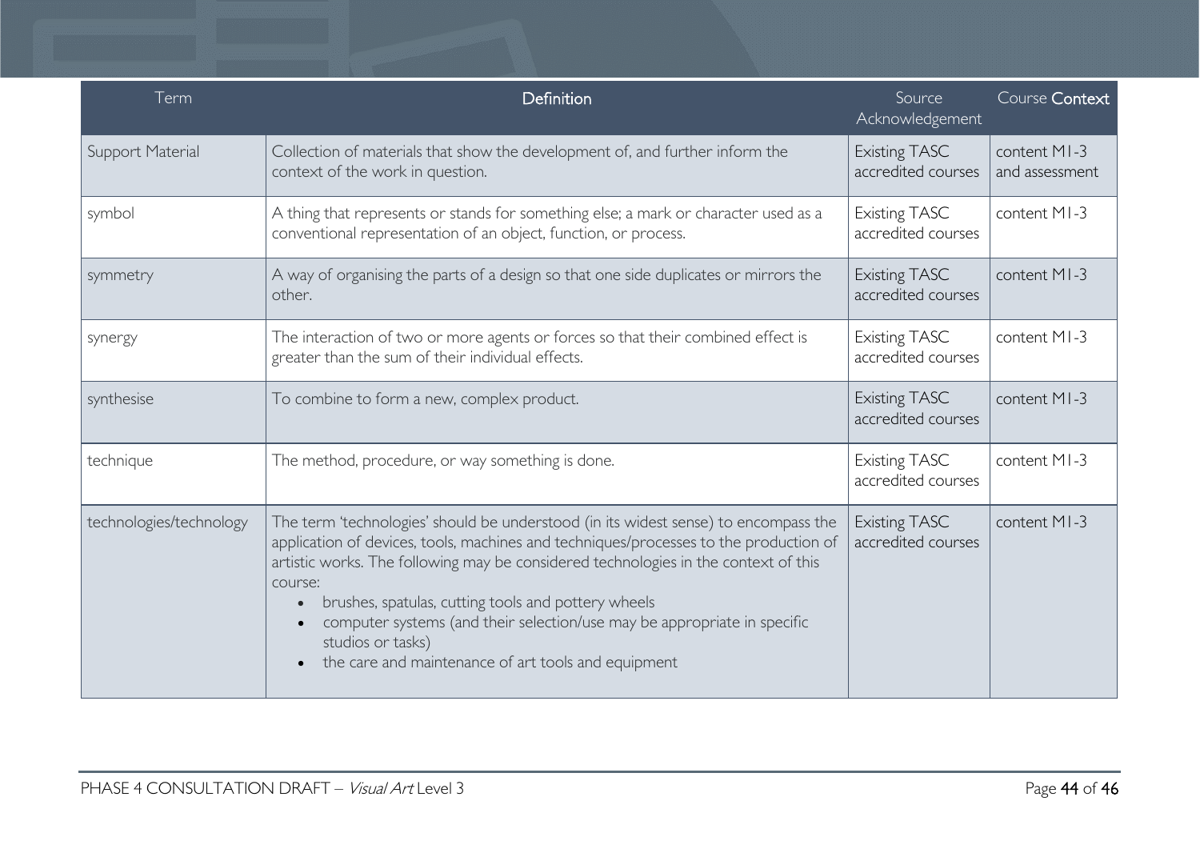| Term | Definition | Source Acknowledgement | Course Context |
|---|---|---|---|
| Support Material | Collection of materials that show the development of, and further inform the context of the work in question. | Existing TASC accredited courses | content M1-3 and assessment |
| symbol | A thing that represents or stands for something else; a mark or character used as a conventional representation of an object, function, or process. | Existing TASC accredited courses | content M1-3 |
| symmetry | A way of organising the parts of a design so that one side duplicates or mirrors the other. | Existing TASC accredited courses | content M1-3 |
| synergy | The interaction of two or more agents or forces so that their combined effect is greater than the sum of their individual effects. | Existing TASC accredited courses | content M1-3 |
| synthesise | To combine to form a new, complex product. | Existing TASC accredited courses | content M1-3 |
| technique | The method, procedure, or way something is done. | Existing TASC accredited courses | content M1-3 |
| technologies/technology | The term 'technologies' should be understood (in its widest sense) to encompass the application of devices, tools, machines and techniques/processes to the production of artistic works. The following may be considered technologies in the context of this course: <br>• brushes, spatulas, cutting tools and pottery wheels <br>• computer systems (and their selection/use may be appropriate in specific studios or tasks) <br>• the care and maintenance of art tools and equipment | Existing TASC accredited courses | content M1-3 |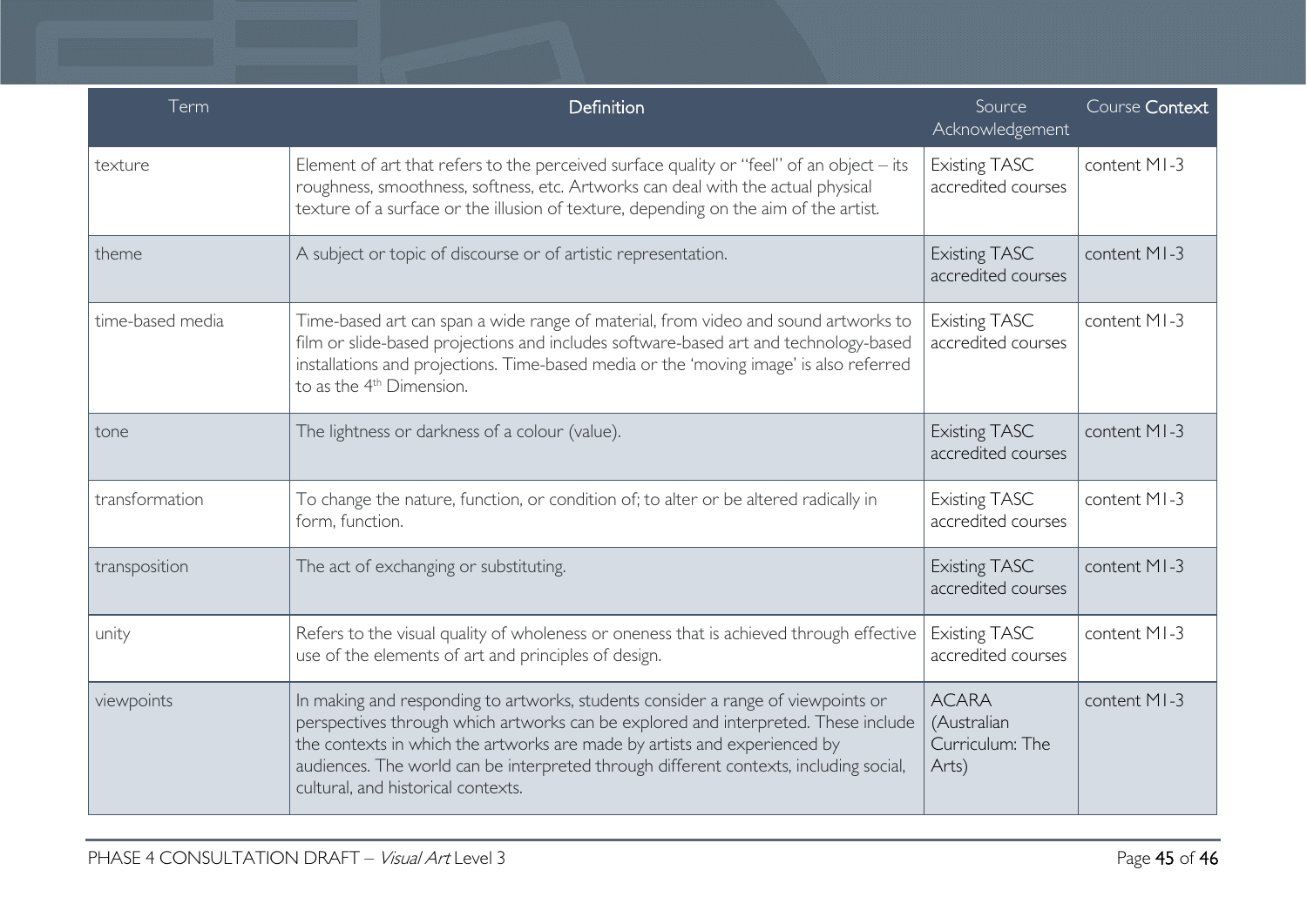| Term | Definition | Source Acknowledgement | Course Context |
| --- | --- | --- | --- |
| texture | Element of art that refers to the perceived surface quality or "feel" of an object – its roughness, smoothness, softness, etc. Artworks can deal with the actual physical texture of a surface or the illusion of texture, depending on the aim of the artist. | Existing TASC accredited courses | content M1-3 |
| theme | A subject or topic of discourse or of artistic representation. | Existing TASC accredited courses | content M1-3 |
| time-based media | Time-based art can span a wide range of material, from video and sound artworks to film or slide-based projections and includes software-based art and technology-based installations and projections. Time-based media or the 'moving image' is also referred to as the 4th Dimension. | Existing TASC accredited courses | content M1-3 |
| tone | The lightness or darkness of a colour (value). | Existing TASC accredited courses | content M1-3 |
| transformation | To change the nature, function, or condition of; to alter or be altered radically in form, function. | Existing TASC accredited courses | content M1-3 |
| transposition | The act of exchanging or substituting. | Existing TASC accredited courses | content M1-3 |
| unity | Refers to the visual quality of wholeness or oneness that is achieved through effective use of the elements of art and principles of design. | Existing TASC accredited courses | content M1-3 |
| viewpoints | In making and responding to artworks, students consider a range of viewpoints or perspectives through which artworks can be explored and interpreted. These include the contexts in which the artworks are made by artists and experienced by audiences. The world can be interpreted through different contexts, including social, cultural, and historical contexts. | ACARA (Australian Curriculum: The Arts) | content M1-3 |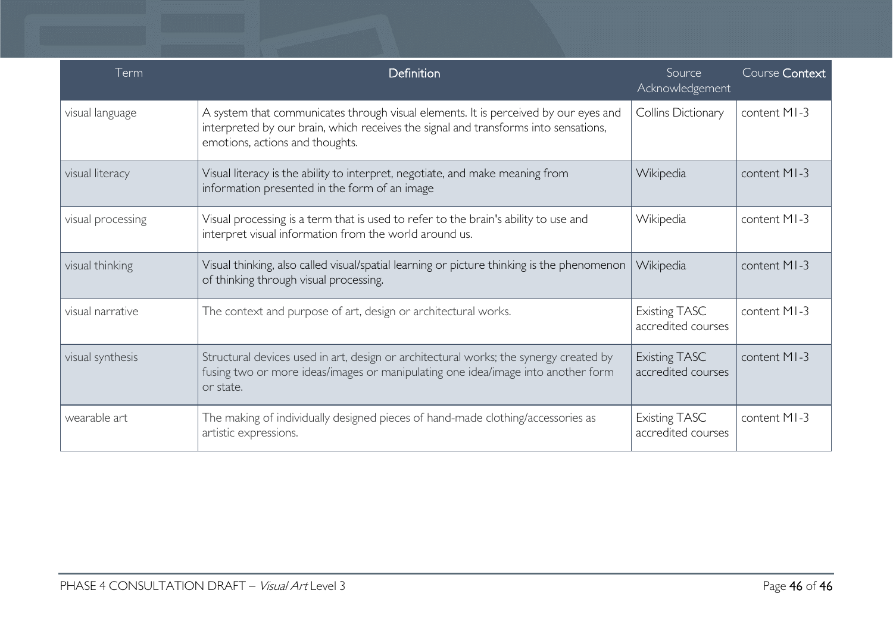| Term | Definition | Source Acknowledgement | Course Context |
| --- | --- | --- | --- |
| visual language | A system that communicates through visual elements. It is perceived by our eyes and interpreted by our brain, which receives the signal and transforms into sensations, emotions, actions and thoughts. | Collins Dictionary | content M1-3 |
| visual literacy | Visual literacy is the ability to interpret, negotiate, and make meaning from information presented in the form of an image | Wikipedia | content M1-3 |
| visual processing | Visual processing is a term that is used to refer to the brain's ability to use and interpret visual information from the world around us. | Wikipedia | content M1-3 |
| visual thinking | Visual thinking, also called visual/spatial learning or picture thinking is the phenomenon of thinking through visual processing. | Wikipedia | content M1-3 |
| visual narrative | The context and purpose of art, design or architectural works. | Existing TASC accredited courses | content M1-3 |
| visual synthesis | Structural devices used in art, design or architectural works; the synergy created by fusing two or more ideas/images or manipulating one idea/image into another form or state. | Existing TASC accredited courses | content M1-3 |
| wearable art | The making of individually designed pieces of hand-made clothing/accessories as artistic expressions. | Existing TASC accredited courses | content M1-3 |